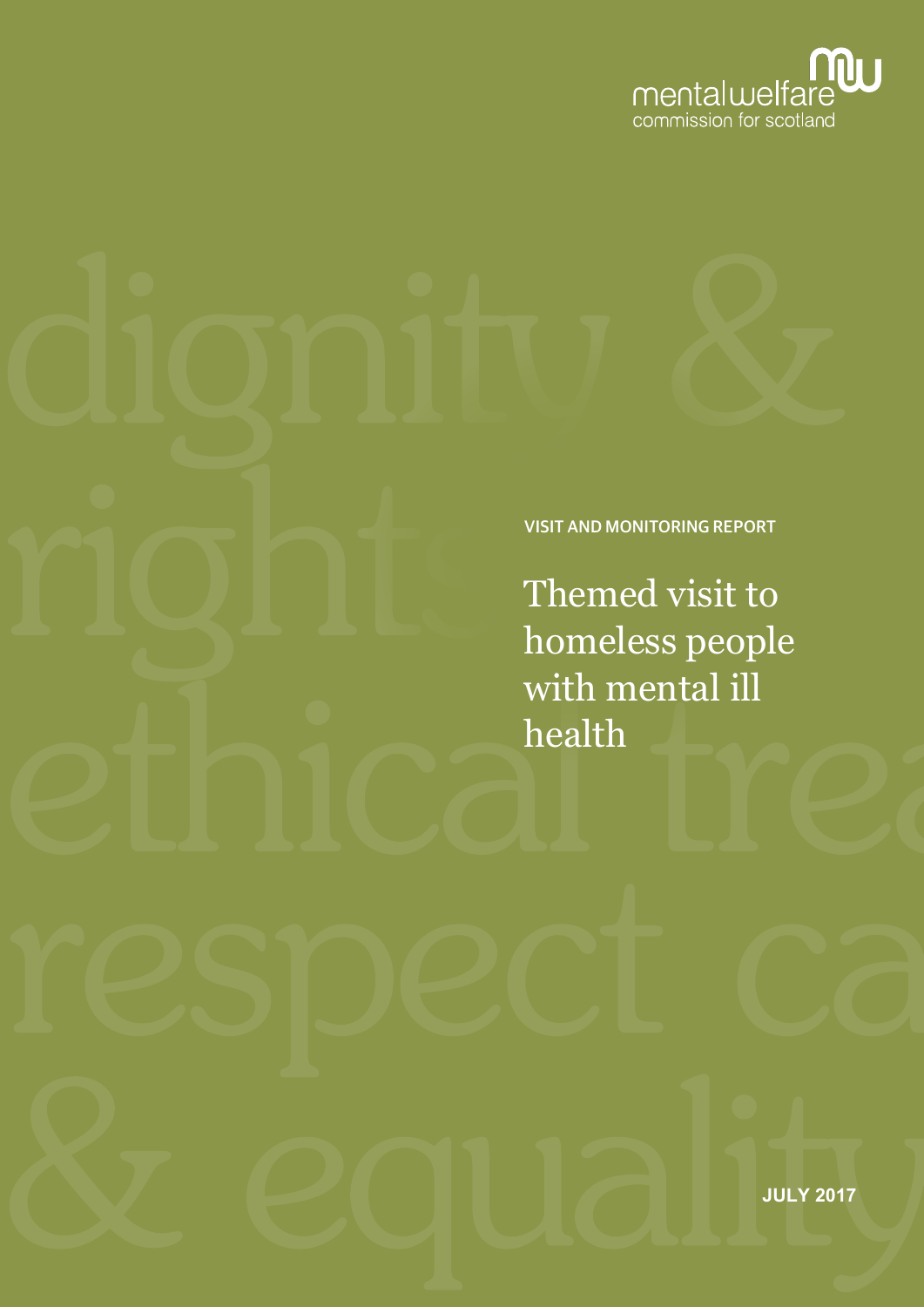mentalwelfare commission for scotland

VISIT AND MONITORING REPORT

# Themed visit to homeless people with mental ill health

JULY 2017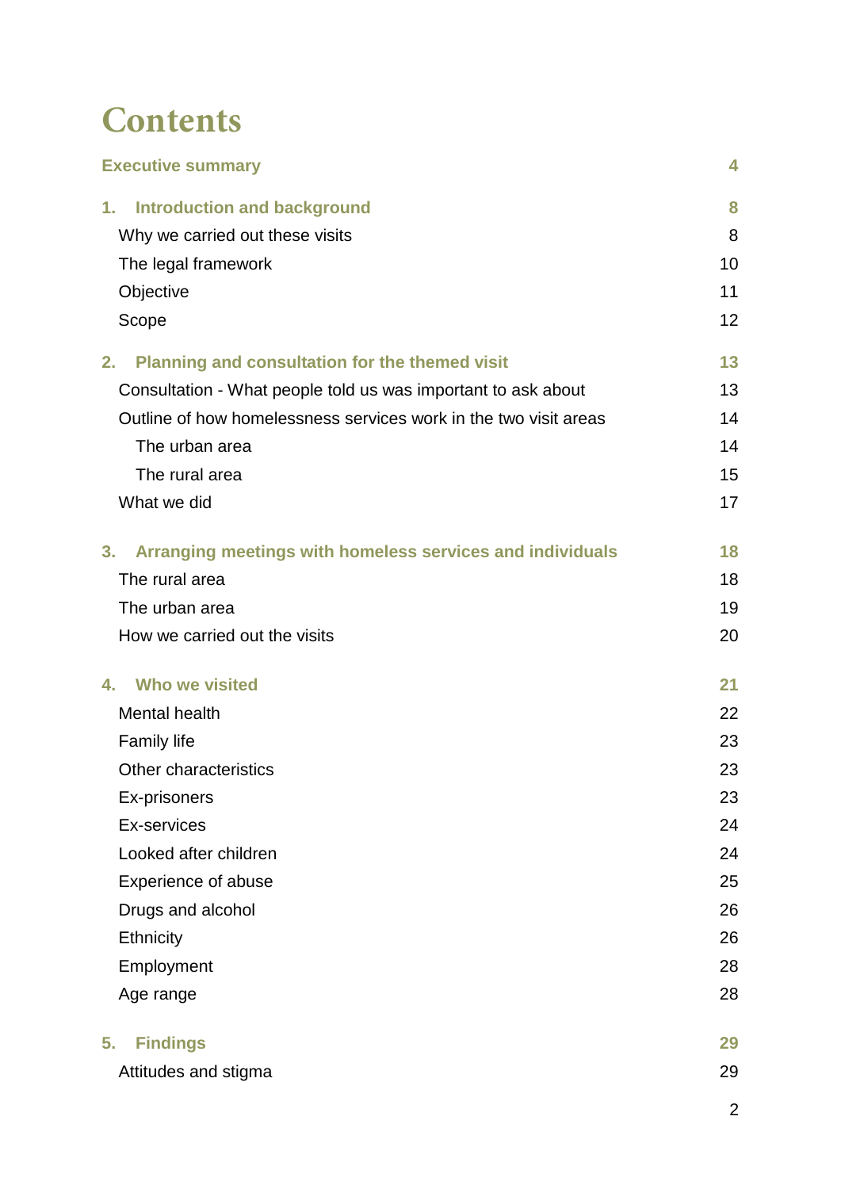# Contents

| | |
|---|---|
| **Executive summary** | **4** |
| **1. Introduction and background** | **8** |
| Why we carried out these visits | 8 |
| The legal framework | 10 |
| Objective | 11 |
| Scope | 12 |
| **2. Planning and consultation for the themed visit** | **13** |
| Consultation - What people told us was important to ask about | 13 |
| Outline of how homelessness services work in the two visit areas | 14 |
| The urban area | 14 |
| The rural area | 15 |
| What we did | 17 |
| **3. Arranging meetings with homeless services and individuals** | **18** |
| The rural area | 18 |
| The urban area | 19 |
| How we carried out the visits | 20 |
| **4. Who we visited** | **21** |
| Mental health | 22 |
| Family life | 23 |
| Other characteristics | 23 |
| Ex-prisoners | 23 |
| Ex-services | 24 |
| Looked after children | 24 |
| Experience of abuse | 25 |
| Drugs and alcohol | 26 |
| Ethnicity | 26 |
| Employment | 28 |
| Age range | 28 |
| **5. Findings** | **29** |
| Attitudes and stigma | 29 |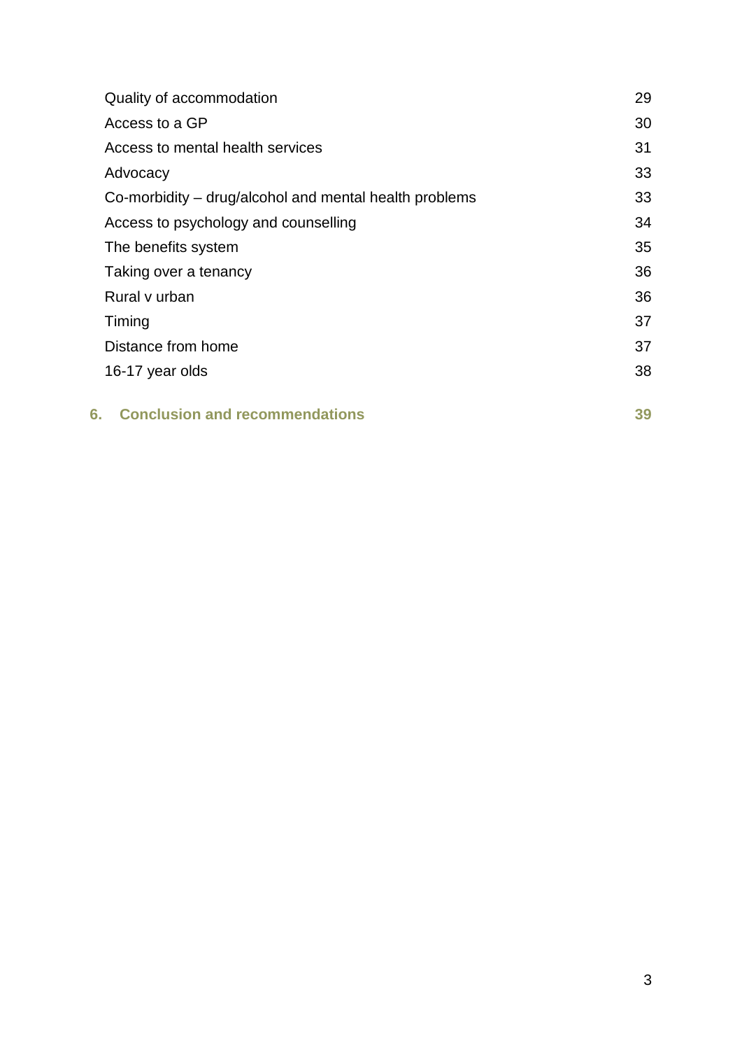| | |
|---|---|
| Quality of accommodation | 29 |
| Access to a GP | 30 |
| Access to mental health services | 31 |
| Advocacy | 33 |
| Co-morbidity – drug/alcohol and mental health problems | 33 |
| Access to psychology and counselling | 34 |
| The benefits system | 35 |
| Taking over a tenancy | 36 |
| Rural v urban | 36 |
| Timing | 37 |
| Distance from home | 37 |
| 16-17 year olds | 38 |
| **6. Conclusion and recommendations** | **39** |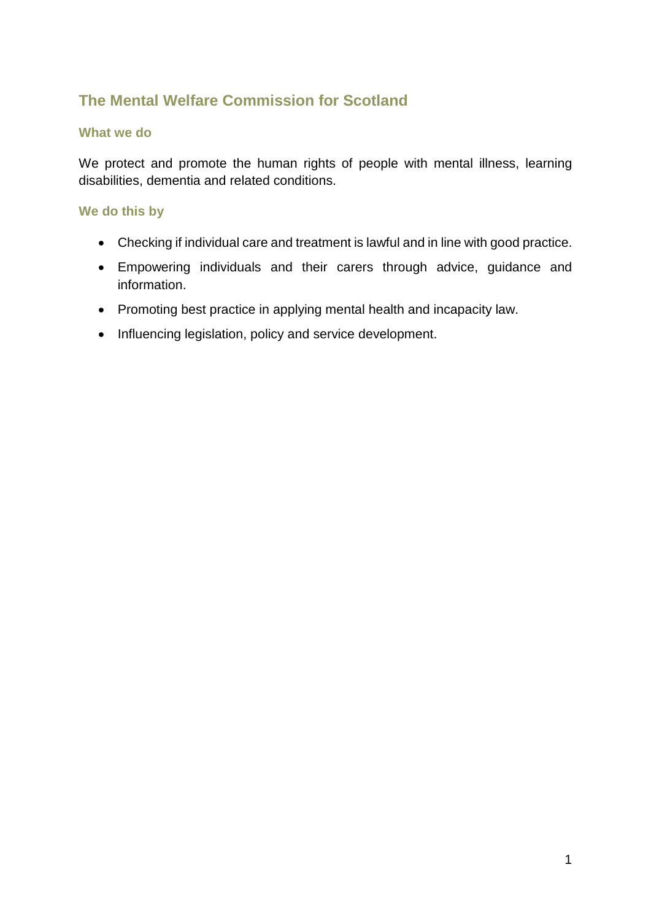## The Mental Welfare Commission for Scotland

### What we do

We protect and promote the human rights of people with mental illness, learning disabilities, dementia and related conditions.

### We do this by

- Checking if individual care and treatment is lawful and in line with good practice.
- Empowering individuals and their carers through advice, guidance and information.
- Promoting best practice in applying mental health and incapacity law.
- Influencing legislation, policy and service development.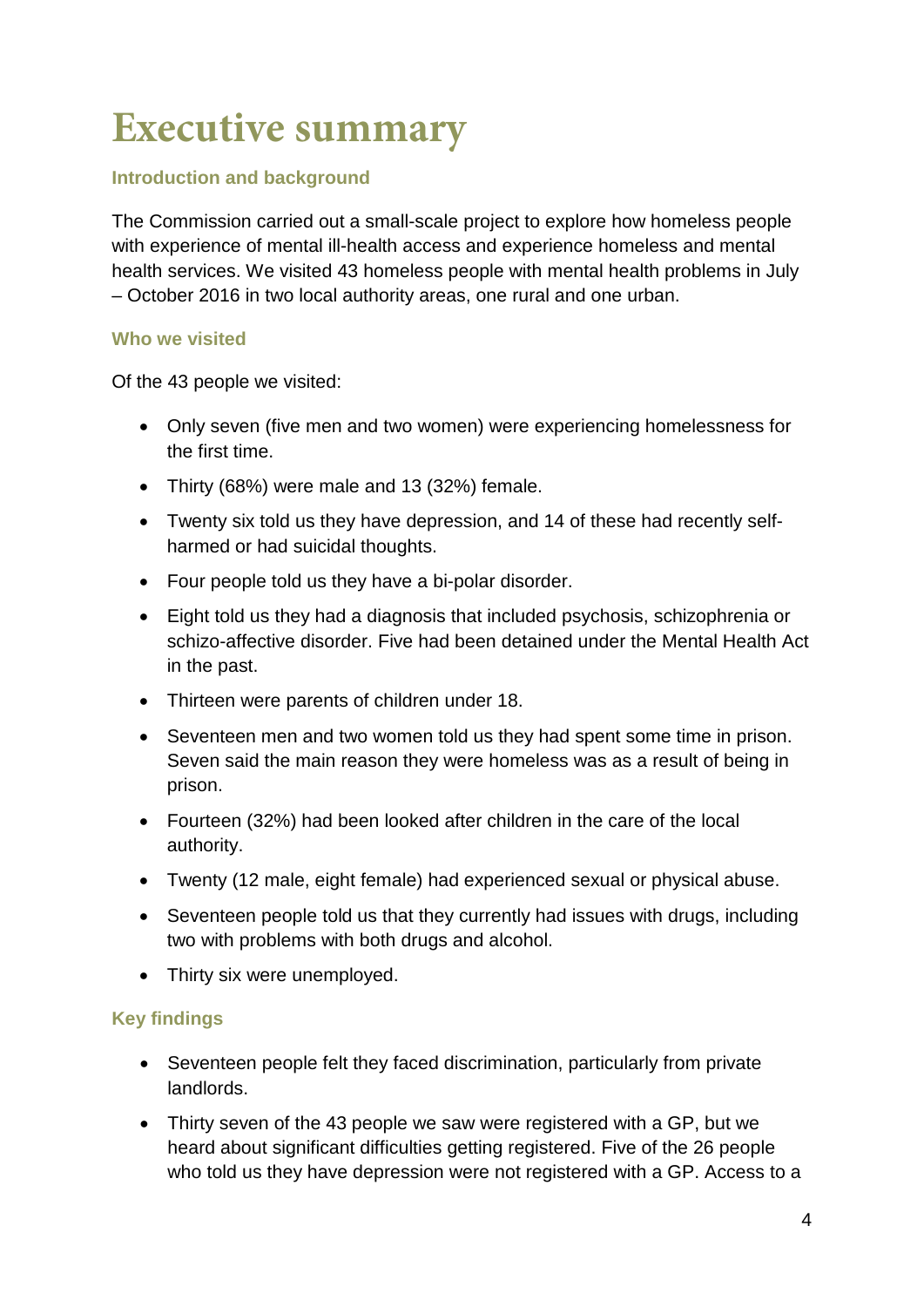# Executive summary

### Introduction and background

The Commission carried out a small-scale project to explore how homeless people with experience of mental ill-health access and experience homeless and mental health services. We visited 43 homeless people with mental health problems in July – October 2016 in two local authority areas, one rural and one urban.

### Who we visited

Of the 43 people we visited:

- Only seven (five men and two women) were experiencing homelessness for the first time.
- Thirty (68%) were male and 13 (32%) female.
- Twenty six told us they have depression, and 14 of these had recently self-harmed or had suicidal thoughts.
- Four people told us they have a bi-polar disorder.
- Eight told us they had a diagnosis that included psychosis, schizophrenia or schizo-affective disorder. Five had been detained under the Mental Health Act in the past.
- Thirteen were parents of children under 18.
- Seventeen men and two women told us they had spent some time in prison. Seven said the main reason they were homeless was as a result of being in prison.
- Fourteen (32%) had been looked after children in the care of the local authority.
- Twenty (12 male, eight female) had experienced sexual or physical abuse.
- Seventeen people told us that they currently had issues with drugs, including two with problems with both drugs and alcohol.
- Thirty six were unemployed.

### Key findings

- Seventeen people felt they faced discrimination, particularly from private landlords.
- Thirty seven of the 43 people we saw were registered with a GP, but we heard about significant difficulties getting registered. Five of the 26 people who told us they have depression were not registered with a GP. Access to a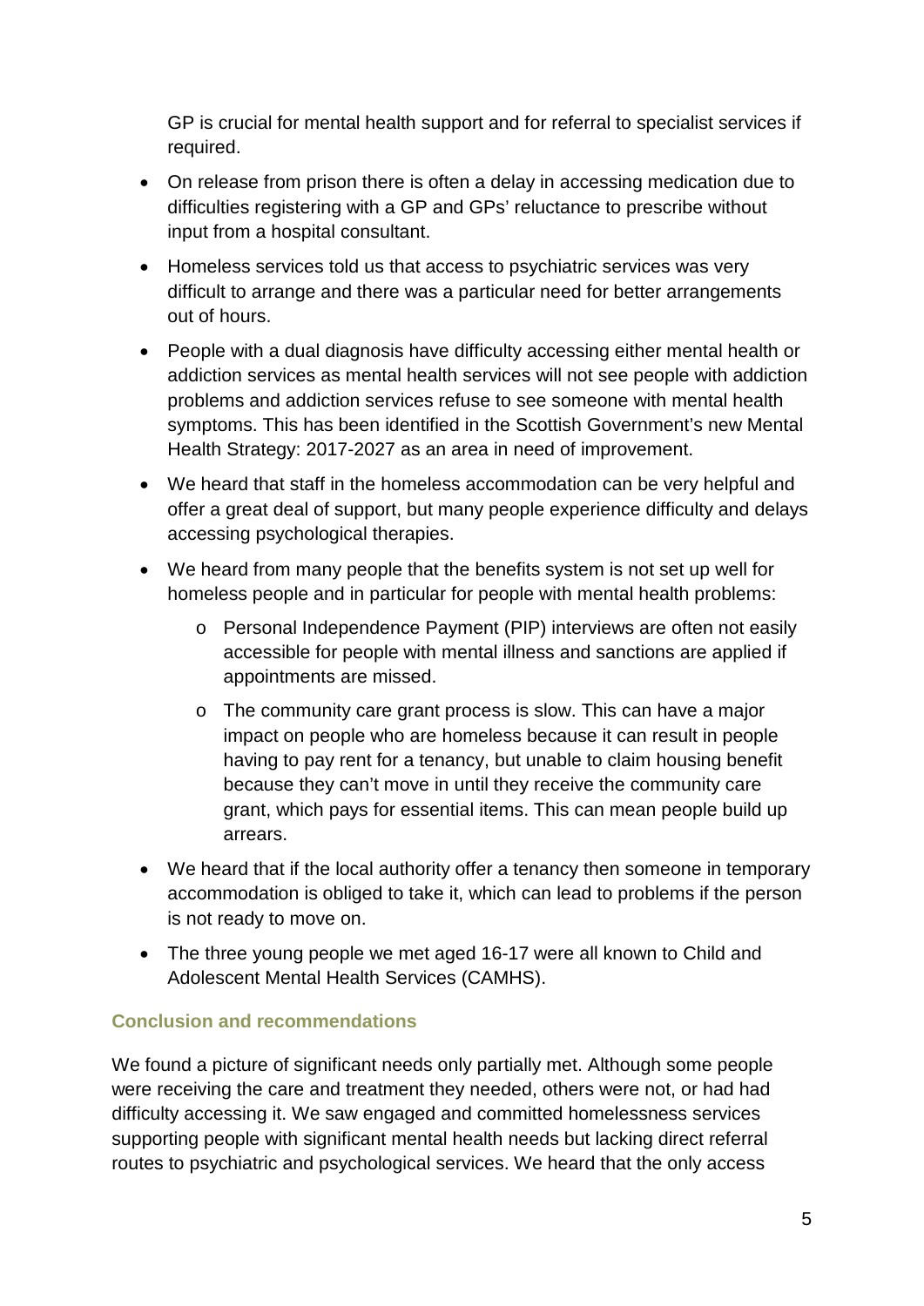GP is crucial for mental health support and for referral to specialist services if required.

- On release from prison there is often a delay in accessing medication due to difficulties registering with a GP and GPs' reluctance to prescribe without input from a hospital consultant.
- Homeless services told us that access to psychiatric services was very difficult to arrange and there was a particular need for better arrangements out of hours.
- People with a dual diagnosis have difficulty accessing either mental health or addiction services as mental health services will not see people with addiction problems and addiction services refuse to see someone with mental health symptoms. This has been identified in the Scottish Government's new Mental Health Strategy: 2017-2027 as an area in need of improvement.
- We heard that staff in the homeless accommodation can be very helpful and offer a great deal of support, but many people experience difficulty and delays accessing psychological therapies.
- We heard from many people that the benefits system is not set up well for homeless people and in particular for people with mental health problems:
  - Personal Independence Payment (PIP) interviews are often not easily accessible for people with mental illness and sanctions are applied if appointments are missed.
  - The community care grant process is slow. This can have a major impact on people who are homeless because it can result in people having to pay rent for a tenancy, but unable to claim housing benefit because they can't move in until they receive the community care grant, which pays for essential items. This can mean people build up arrears.
- We heard that if the local authority offer a tenancy then someone in temporary accommodation is obliged to take it, which can lead to problems if the person is not ready to move on.
- The three young people we met aged 16-17 were all known to Child and Adolescent Mental Health Services (CAMHS).

### Conclusion and recommendations

We found a picture of significant needs only partially met. Although some people were receiving the care and treatment they needed, others were not, or had had difficulty accessing it. We saw engaged and committed homelessness services supporting people with significant mental health needs but lacking direct referral routes to psychiatric and psychological services. We heard that the only access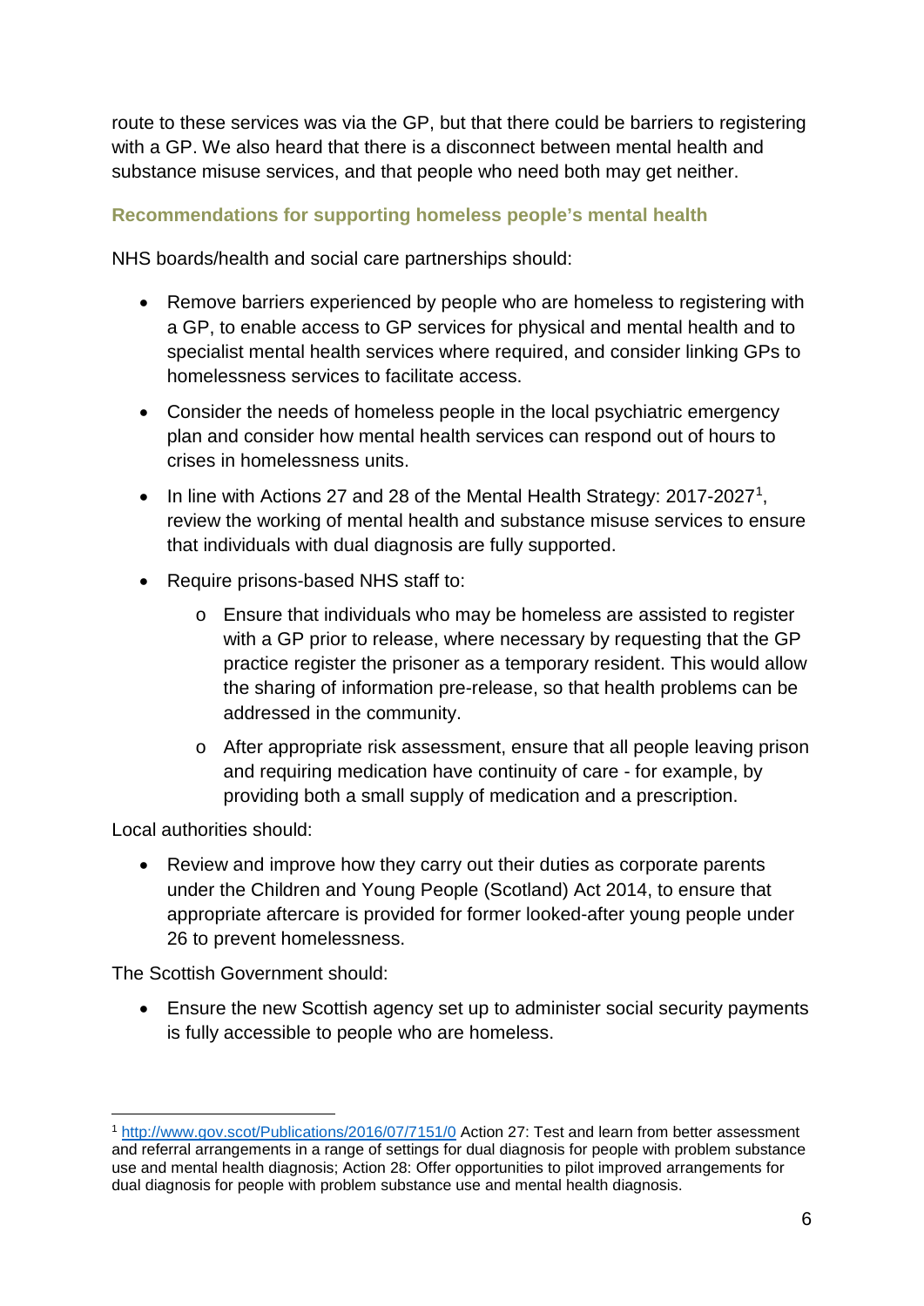route to these services was via the GP, but that there could be barriers to registering with a GP. We also heard that there is a disconnect between mental health and substance misuse services, and that people who need both may get neither.

### Recommendations for supporting homeless people's mental health

NHS boards/health and social care partnerships should:

- Remove barriers experienced by people who are homeless to registering with a GP, to enable access to GP services for physical and mental health and to specialist mental health services where required, and consider linking GPs to homelessness services to facilitate access.
- Consider the needs of homeless people in the local psychiatric emergency plan and consider how mental health services can respond out of hours to crises in homelessness units.
- In line with Actions 27 and 28 of the Mental Health Strategy: 2017-2027[1], review the working of mental health and substance misuse services to ensure that individuals with dual diagnosis are fully supported.
- Require prisons-based NHS staff to:
    - Ensure that individuals who may be homeless are assisted to register with a GP prior to release, where necessary by requesting that the GP practice register the prisoner as a temporary resident. This would allow the sharing of information pre-release, so that health problems can be addressed in the community.
    - After appropriate risk assessment, ensure that all people leaving prison and requiring medication have continuity of care - for example, by providing both a small supply of medication and a prescription.

Local authorities should:

- Review and improve how they carry out their duties as corporate parents under the Children and Young People (Scotland) Act 2014, to ensure that appropriate aftercare is provided for former looked-after young people under 26 to prevent homelessness.

The Scottish Government should:

- Ensure the new Scottish agency set up to administer social security payments is fully accessible to people who are homeless.

---

[1] http://www.gov.scot/Publications/2016/07/7151/0 Action 27: Test and learn from better assessment and referral arrangements in a range of settings for dual diagnosis for people with problem substance use and mental health diagnosis; Action 28: Offer opportunities to pilot improved arrangements for dual diagnosis for people with problem substance use and mental health diagnosis.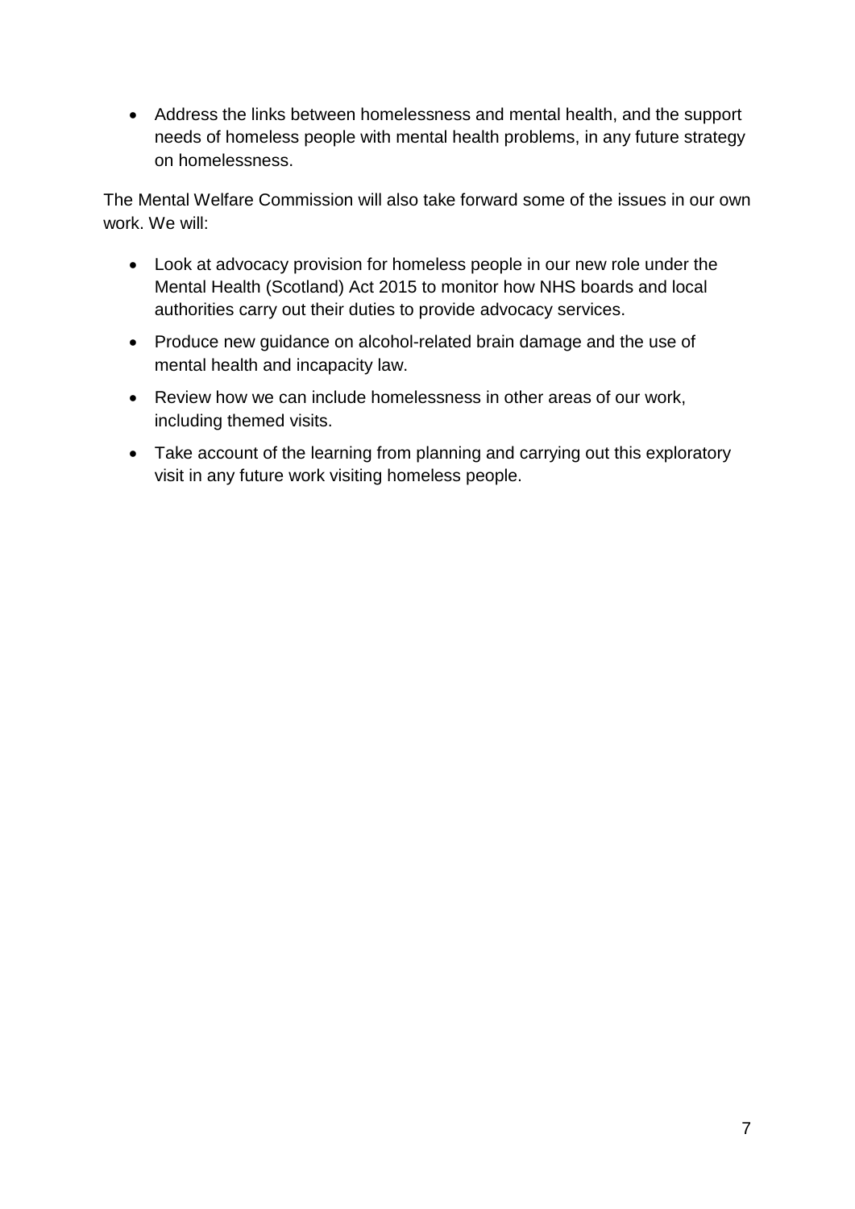- Address the links between homelessness and mental health, and the support needs of homeless people with mental health problems, in any future strategy on homelessness.

The Mental Welfare Commission will also take forward some of the issues in our own work. We will:

- Look at advocacy provision for homeless people in our new role under the Mental Health (Scotland) Act 2015 to monitor how NHS boards and local authorities carry out their duties to provide advocacy services.
- Produce new guidance on alcohol-related brain damage and the use of mental health and incapacity law.
- Review how we can include homelessness in other areas of our work, including themed visits.
- Take account of the learning from planning and carrying out this exploratory visit in any future work visiting homeless people.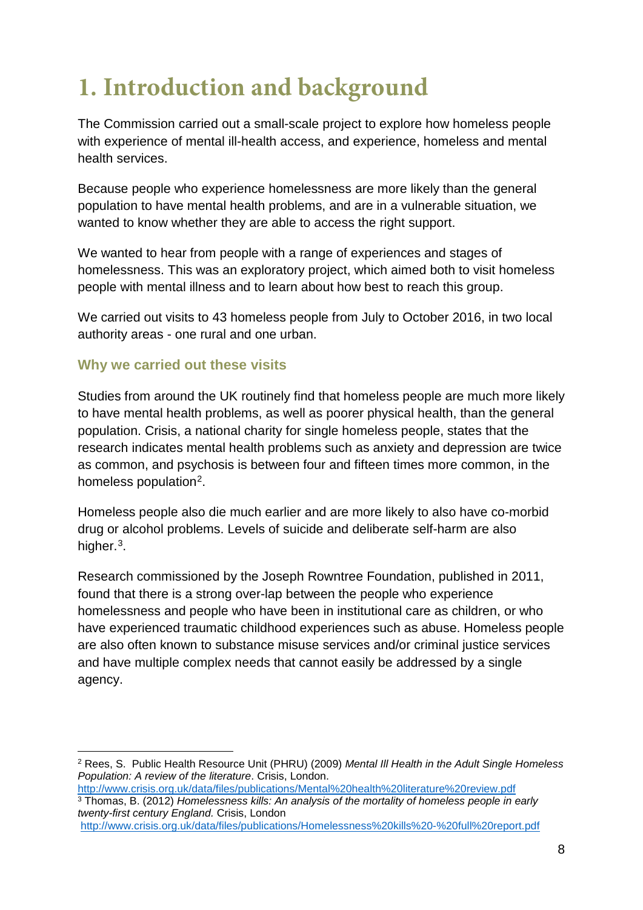# 1. Introduction and background

The Commission carried out a small-scale project to explore how homeless people with experience of mental ill-health access, and experience, homeless and mental health services.

Because people who experience homelessness are more likely than the general population to have mental health problems, and are in a vulnerable situation, we wanted to know whether they are able to access the right support.

We wanted to hear from people with a range of experiences and stages of homelessness. This was an exploratory project, which aimed both to visit homeless people with mental illness and to learn about how best to reach this group.

We carried out visits to 43 homeless people from July to October 2016, in two local authority areas - one rural and one urban.

## Why we carried out these visits

Studies from around the UK routinely find that homeless people are much more likely to have mental health problems, as well as poorer physical health, than the general population. Crisis, a national charity for single homeless people, states that the research indicates mental health problems such as anxiety and depression are twice as common, and psychosis is between four and fifteen times more common, in the homeless population[2].

Homeless people also die much earlier and are more likely to also have co-morbid drug or alcohol problems. Levels of suicide and deliberate self-harm are also higher.[3].

Research commissioned by the Joseph Rowntree Foundation, published in 2011, found that there is a strong over-lap between the people who experience homelessness and people who have been in institutional care as children, or who have experienced traumatic childhood experiences such as abuse. Homeless people are also often known to substance misuse services and/or criminal justice services and have multiple complex needs that cannot easily be addressed by a single agency.

---

[2] Rees, S. Public Health Resource Unit (PHRU) (2009) *Mental Ill Health in the Adult Single Homeless Population: A review of the literature*. Crisis, London.
http://www.crisis.org.uk/data/files/publications/Mental%20health%20literature%20review.pdf

[3] Thomas, B. (2012) *Homelessness kills: An analysis of the mortality of homeless people in early twenty-first century England.* Crisis, London
http://www.crisis.org.uk/data/files/publications/Homelessness%20kills%20-%20full%20report.pdf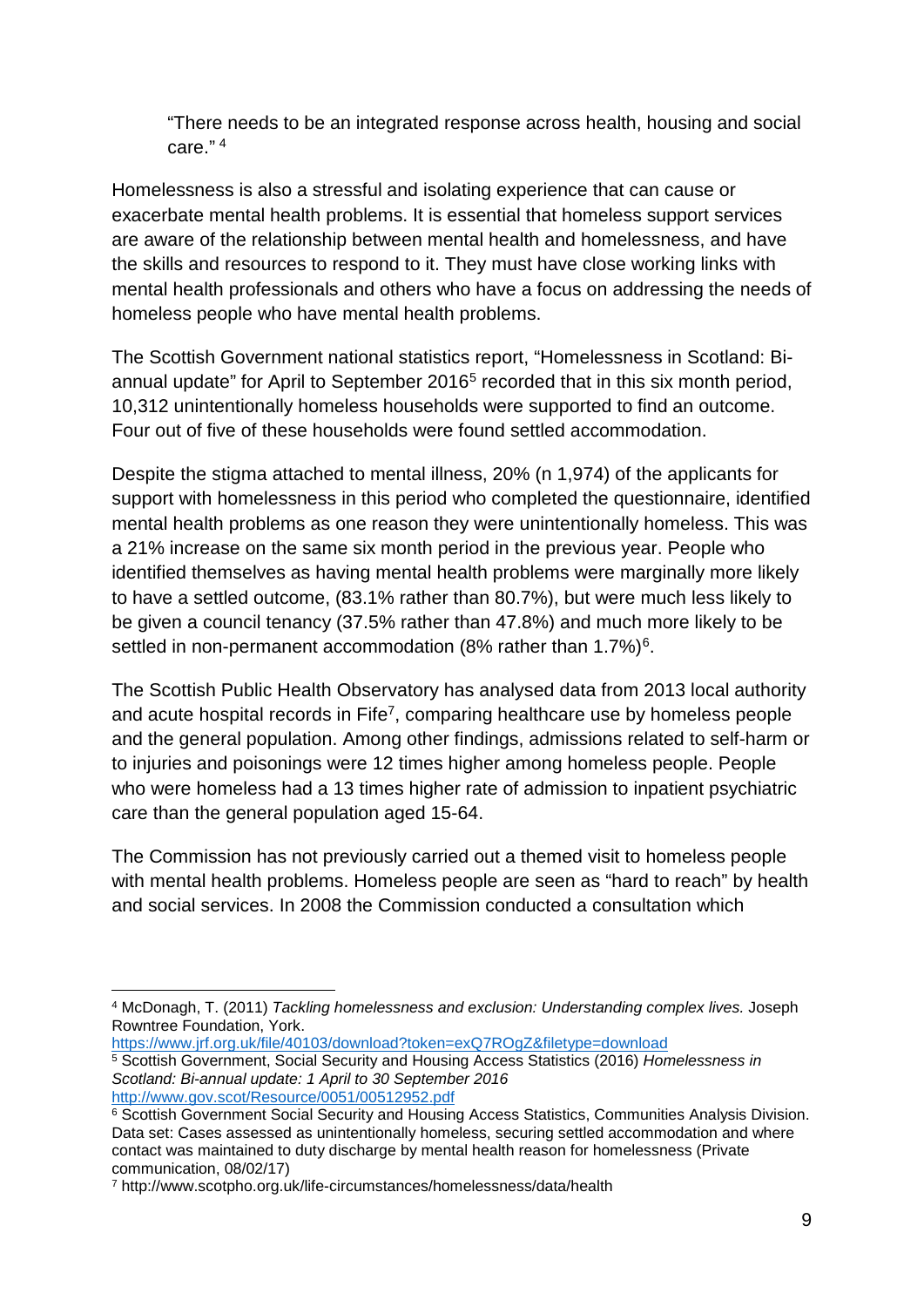> "There needs to be an integrated response across health, housing and social care." [4]

Homelessness is also a stressful and isolating experience that can cause or exacerbate mental health problems. It is essential that homeless support services are aware of the relationship between mental health and homelessness, and have the skills and resources to respond to it. They must have close working links with mental health professionals and others who have a focus on addressing the needs of homeless people who have mental health problems.

The Scottish Government national statistics report, "Homelessness in Scotland: Bi-annual update" for April to September 2016[5] recorded that in this six month period, 10,312 unintentionally homeless households were supported to find an outcome. Four out of five of these households were found settled accommodation.

Despite the stigma attached to mental illness, 20% (n 1,974) of the applicants for support with homelessness in this period who completed the questionnaire, identified mental health problems as one reason they were unintentionally homeless. This was a 21% increase on the same six month period in the previous year. People who identified themselves as having mental health problems were marginally more likely to have a settled outcome, (83.1% rather than 80.7%), but were much less likely to be given a council tenancy (37.5% rather than 47.8%) and much more likely to be settled in non-permanent accommodation (8% rather than 1.7%)[6].

The Scottish Public Health Observatory has analysed data from 2013 local authority and acute hospital records in Fife[7], comparing healthcare use by homeless people and the general population. Among other findings, admissions related to self-harm or to injuries and poisonings were 12 times higher among homeless people. People who were homeless had a 13 times higher rate of admission to inpatient psychiatric care than the general population aged 15-64.

The Commission has not previously carried out a themed visit to homeless people with mental health problems. Homeless people are seen as "hard to reach" by health and social services. In 2008 the Commission conducted a consultation which

---

[4] McDonagh, T. (2011) *Tackling homelessness and exclusion: Understanding complex lives.* Joseph Rowntree Foundation, York. https://www.jrf.org.uk/file/40103/download?token=exQ7ROgZ&filetype=download

[5] Scottish Government, Social Security and Housing Access Statistics (2016) *Homelessness in Scotland: Bi-annual update: 1 April to 30 September 2016* http://www.gov.scot/Resource/0051/00512952.pdf

[6] Scottish Government Social Security and Housing Access Statistics, Communities Analysis Division. Data set: Cases assessed as unintentionally homeless, securing settled accommodation and where contact was maintained to duty discharge by mental health reason for homelessness (Private communication, 08/02/17)

[7] http://www.scotpho.org.uk/life-circumstances/homelessness/data/health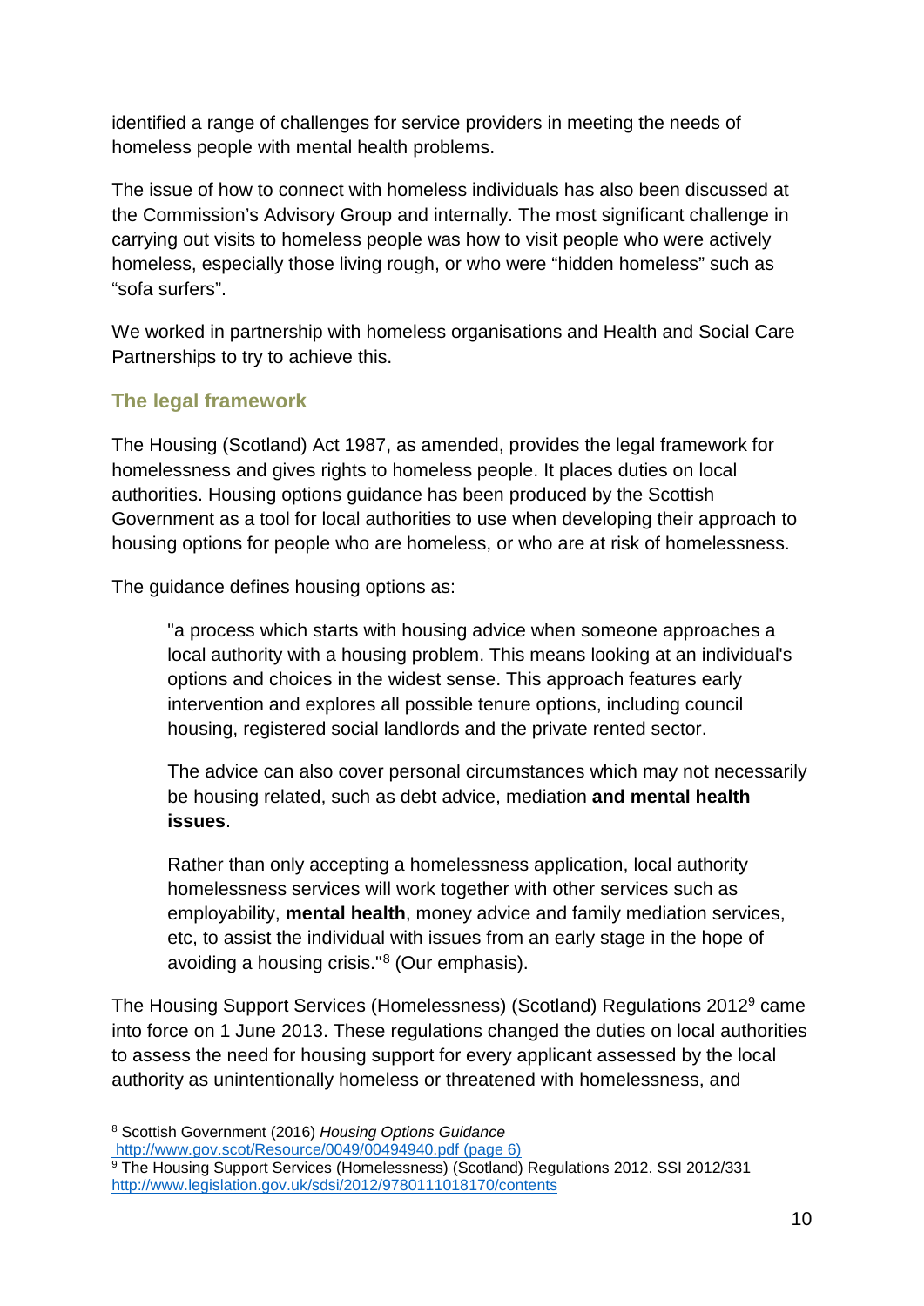identified a range of challenges for service providers in meeting the needs of homeless people with mental health problems.

The issue of how to connect with homeless individuals has also been discussed at the Commission's Advisory Group and internally. The most significant challenge in carrying out visits to homeless people was how to visit people who were actively homeless, especially those living rough, or who were "hidden homeless" such as "sofa surfers".

We worked in partnership with homeless organisations and Health and Social Care Partnerships to try to achieve this.

## The legal framework

The Housing (Scotland) Act 1987, as amended, provides the legal framework for homelessness and gives rights to homeless people. It places duties on local authorities. Housing options guidance has been produced by the Scottish Government as a tool for local authorities to use when developing their approach to housing options for people who are homeless, or who are at risk of homelessness.

The guidance defines housing options as:

> "a process which starts with housing advice when someone approaches a local authority with a housing problem. This means looking at an individual's options and choices in the widest sense. This approach features early intervention and explores all possible tenure options, including council housing, registered social landlords and the private rented sector.
>
> The advice can also cover personal circumstances which may not necessarily be housing related, such as debt advice, mediation **and mental health issues**.
>
> Rather than only accepting a homelessness application, local authority homelessness services will work together with other services such as employability, **mental health**, money advice and family mediation services, etc, to assist the individual with issues from an early stage in the hope of avoiding a housing crisis."[8] (Our emphasis).

The Housing Support Services (Homelessness) (Scotland) Regulations 2012[9] came into force on 1 June 2013. These regulations changed the duties on local authorities to assess the need for housing support for every applicant assessed by the local authority as unintentionally homeless or threatened with homelessness, and

---

[8] Scottish Government (2016) *Housing Options Guidance* http://www.gov.scot/Resource/0049/00494940.pdf (page 6)

[9] The Housing Support Services (Homelessness) (Scotland) Regulations 2012. SSI 2012/331 http://www.legislation.gov.uk/sdsi/2012/9780111018170/contents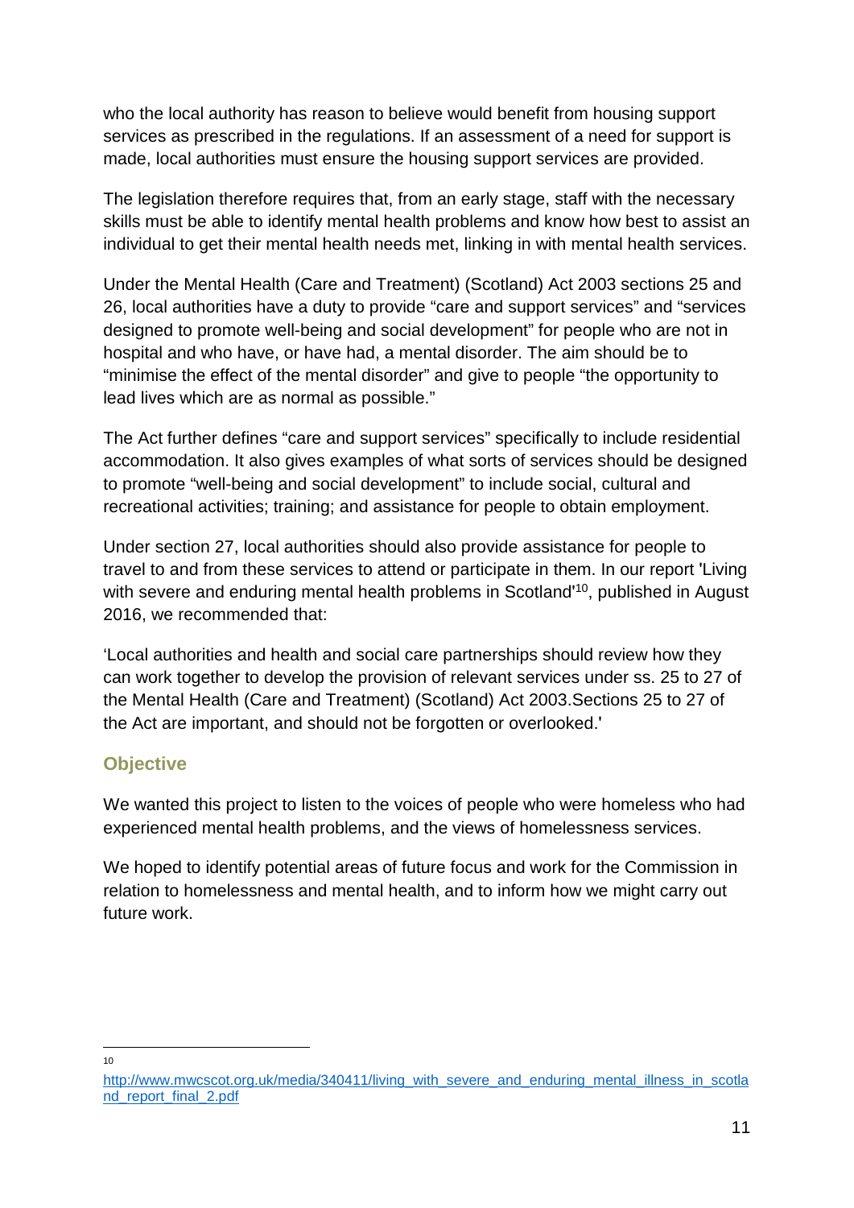who the local authority has reason to believe would benefit from housing support services as prescribed in the regulations. If an assessment of a need for support is made, local authorities must ensure the housing support services are provided.

The legislation therefore requires that, from an early stage, staff with the necessary skills must be able to identify mental health problems and know how best to assist an individual to get their mental health needs met, linking in with mental health services.

Under the Mental Health (Care and Treatment) (Scotland) Act 2003 sections 25 and 26, local authorities have a duty to provide “care and support services” and “services designed to promote well-being and social development” for people who are not in hospital and who have, or have had, a mental disorder. The aim should be to “minimise the effect of the mental disorder” and give to people “the opportunity to lead lives which are as normal as possible.”

The Act further defines “care and support services” specifically to include residential accommodation. It also gives examples of what sorts of services should be designed to promote “well-being and social development” to include social, cultural and recreational activities; training; and assistance for people to obtain employment.

Under section 27, local authorities should also provide assistance for people to travel to and from these services to attend or participate in them. In our report 'Living with severe and enduring mental health problems in Scotland'[10], published in August 2016, we recommended that:

‘Local authorities and health and social care partnerships should review how they can work together to develop the provision of relevant services under ss. 25 to 27 of the Mental Health (Care and Treatment) (Scotland) Act 2003.Sections 25 to 27 of the Act are important, and should not be forgotten or overlooked.'

## Objective

We wanted this project to listen to the voices of people who were homeless who had experienced mental health problems, and the views of homelessness services.

We hoped to identify potential areas of future focus and work for the Commission in relation to homelessness and mental health, and to inform how we might carry out future work.

---

[10] http://www.mwcscot.org.uk/media/340411/living_with_severe_and_enduring_mental_illness_in_scotland_report_final_2.pdf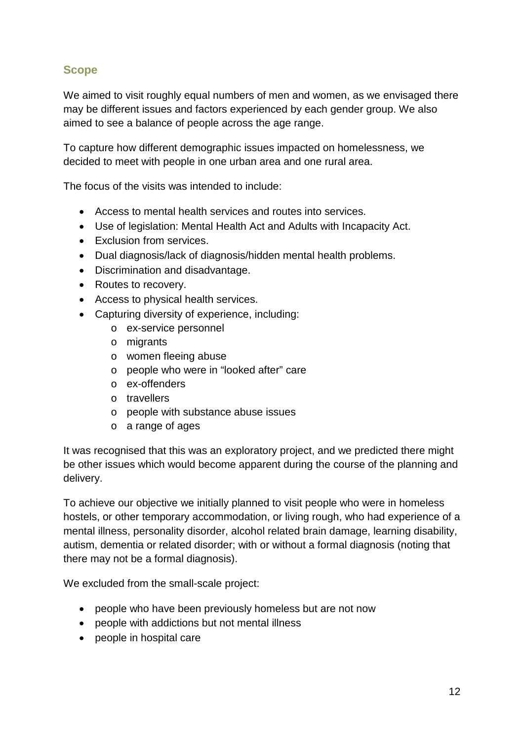## Scope

We aimed to visit roughly equal numbers of men and women, as we envisaged there may be different issues and factors experienced by each gender group. We also aimed to see a balance of people across the age range.

To capture how different demographic issues impacted on homelessness, we decided to meet with people in one urban area and one rural area.

The focus of the visits was intended to include:

- Access to mental health services and routes into services.
- Use of legislation: Mental Health Act and Adults with Incapacity Act.
- Exclusion from services.
- Dual diagnosis/lack of diagnosis/hidden mental health problems.
- Discrimination and disadvantage.
- Routes to recovery.
- Access to physical health services.
- Capturing diversity of experience, including:
  - ex-service personnel
  - migrants
  - women fleeing abuse
  - people who were in "looked after" care
  - ex-offenders
  - travellers
  - people with substance abuse issues
  - a range of ages

It was recognised that this was an exploratory project, and we predicted there might be other issues which would become apparent during the course of the planning and delivery.

To achieve our objective we initially planned to visit people who were in homeless hostels, or other temporary accommodation, or living rough, who had experience of a mental illness, personality disorder, alcohol related brain damage, learning disability, autism, dementia or related disorder; with or without a formal diagnosis (noting that there may not be a formal diagnosis).

We excluded from the small-scale project:

- people who have been previously homeless but are not now
- people with addictions but not mental illness
- people in hospital care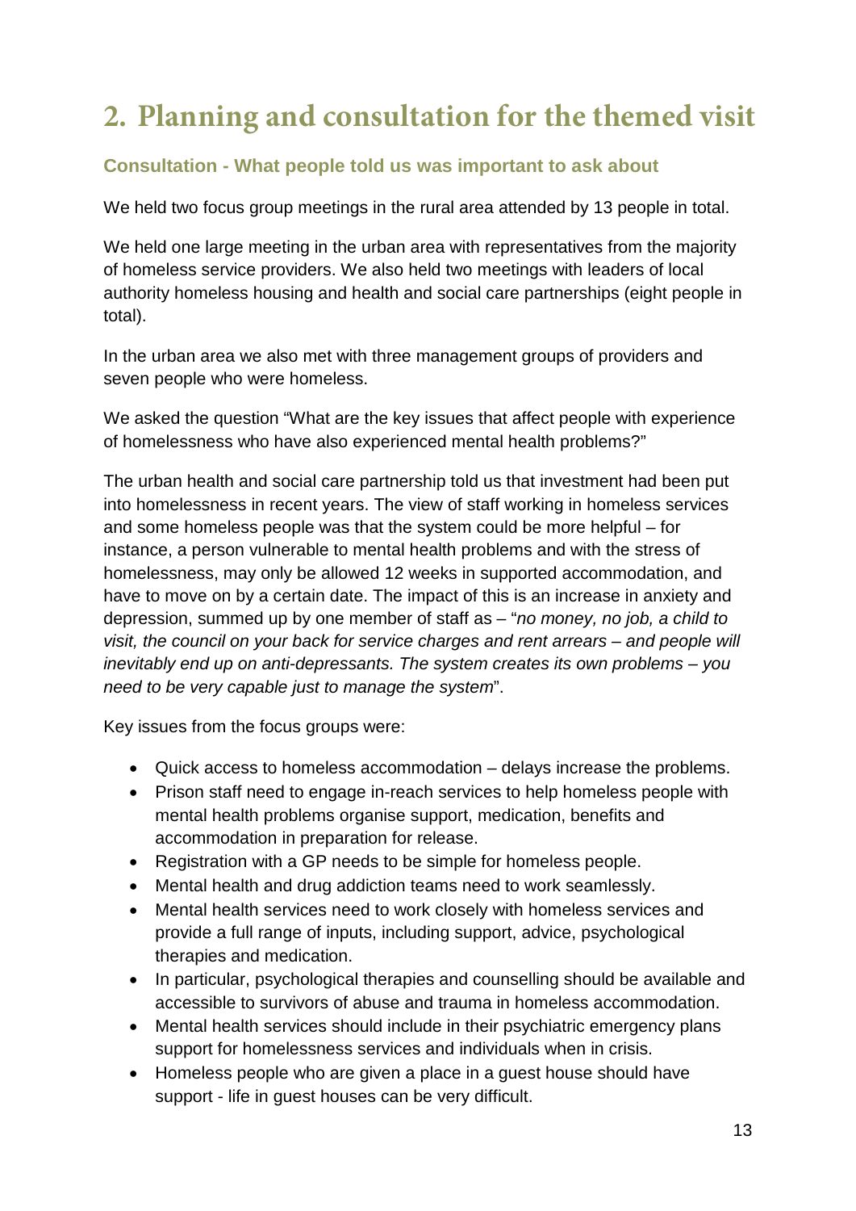# 2. Planning and consultation for the themed visit

### Consultation - What people told us was important to ask about

We held two focus group meetings in the rural area attended by 13 people in total.

We held one large meeting in the urban area with representatives from the majority of homeless service providers. We also held two meetings with leaders of local authority homeless housing and health and social care partnerships (eight people in total).

In the urban area we also met with three management groups of providers and seven people who were homeless.

We asked the question "What are the key issues that affect people with experience of homelessness who have also experienced mental health problems?"

The urban health and social care partnership told us that investment had been put into homelessness in recent years. The view of staff working in homeless services and some homeless people was that the system could be more helpful – for instance, a person vulnerable to mental health problems and with the stress of homelessness, may only be allowed 12 weeks in supported accommodation, and have to move on by a certain date. The impact of this is an increase in anxiety and depression, summed up by one member of staff as – "*no money, no job, a child to visit, the council on your back for service charges and rent arrears – and people will inevitably end up on anti-depressants. The system creates its own problems – you need to be very capable just to manage the system*".

Key issues from the focus groups were:

- Quick access to homeless accommodation – delays increase the problems.
- Prison staff need to engage in-reach services to help homeless people with mental health problems organise support, medication, benefits and accommodation in preparation for release.
- Registration with a GP needs to be simple for homeless people.
- Mental health and drug addiction teams need to work seamlessly.
- Mental health services need to work closely with homeless services and provide a full range of inputs, including support, advice, psychological therapies and medication.
- In particular, psychological therapies and counselling should be available and accessible to survivors of abuse and trauma in homeless accommodation.
- Mental health services should include in their psychiatric emergency plans support for homelessness services and individuals when in crisis.
- Homeless people who are given a place in a guest house should have support - life in guest houses can be very difficult.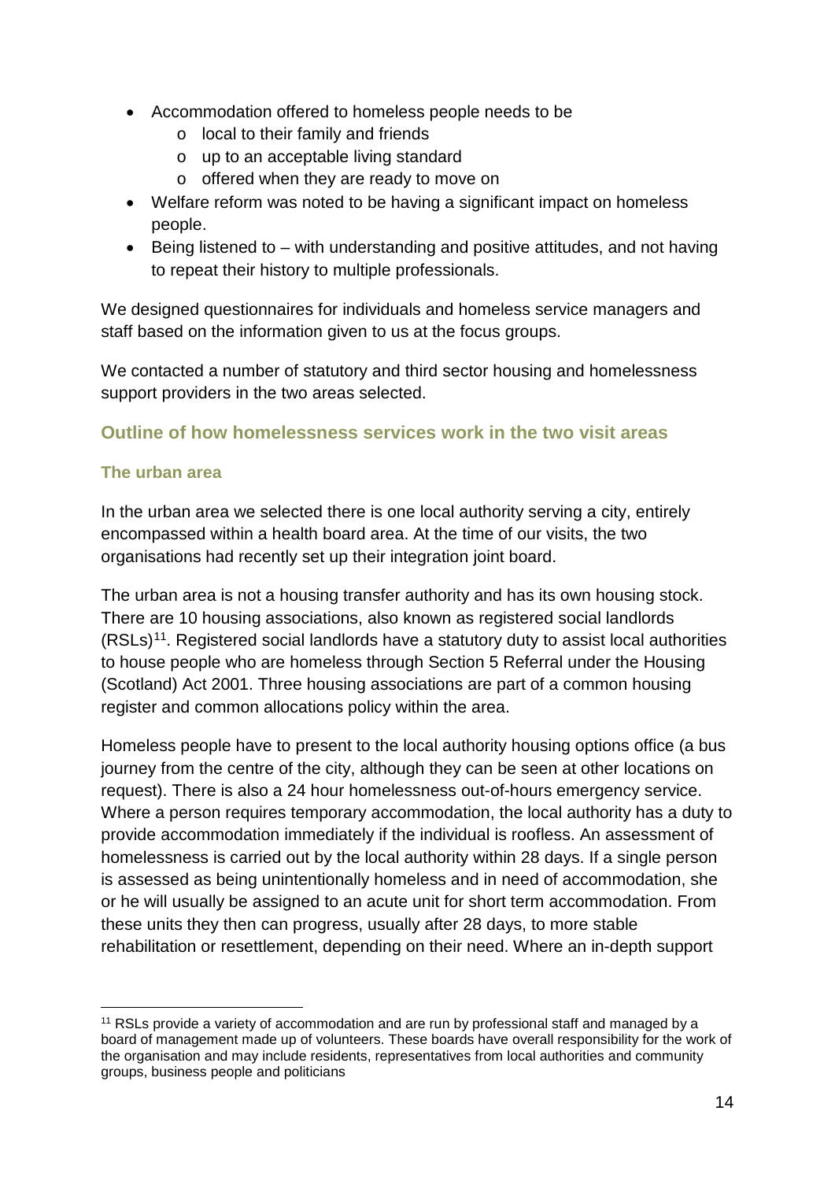- Accommodation offered to homeless people needs to be
  - local to their family and friends
  - up to an acceptable living standard
  - offered when they are ready to move on
- Welfare reform was noted to be having a significant impact on homeless people.
- Being listened to – with understanding and positive attitudes, and not having to repeat their history to multiple professionals.

We designed questionnaires for individuals and homeless service managers and staff based on the information given to us at the focus groups.

We contacted a number of statutory and third sector housing and homelessness support providers in the two areas selected.

## Outline of how homelessness services work in the two visit areas

### The urban area

In the urban area we selected there is one local authority serving a city, entirely encompassed within a health board area. At the time of our visits, the two organisations had recently set up their integration joint board.

The urban area is not a housing transfer authority and has its own housing stock. There are 10 housing associations, also known as registered social landlords (RSLs)[11]. Registered social landlords have a statutory duty to assist local authorities to house people who are homeless through Section 5 Referral under the Housing (Scotland) Act 2001. Three housing associations are part of a common housing register and common allocations policy within the area.

Homeless people have to present to the local authority housing options office (a bus journey from the centre of the city, although they can be seen at other locations on request). There is also a 24 hour homelessness out-of-hours emergency service. Where a person requires temporary accommodation, the local authority has a duty to provide accommodation immediately if the individual is roofless. An assessment of homelessness is carried out by the local authority within 28 days. If a single person is assessed as being unintentionally homeless and in need of accommodation, she or he will usually be assigned to an acute unit for short term accommodation. From these units they then can progress, usually after 28 days, to more stable rehabilitation or resettlement, depending on their need. Where an in-depth support

[11] RSLs provide a variety of accommodation and are run by professional staff and managed by a board of management made up of volunteers. These boards have overall responsibility for the work of the organisation and may include residents, representatives from local authorities and community groups, business people and politicians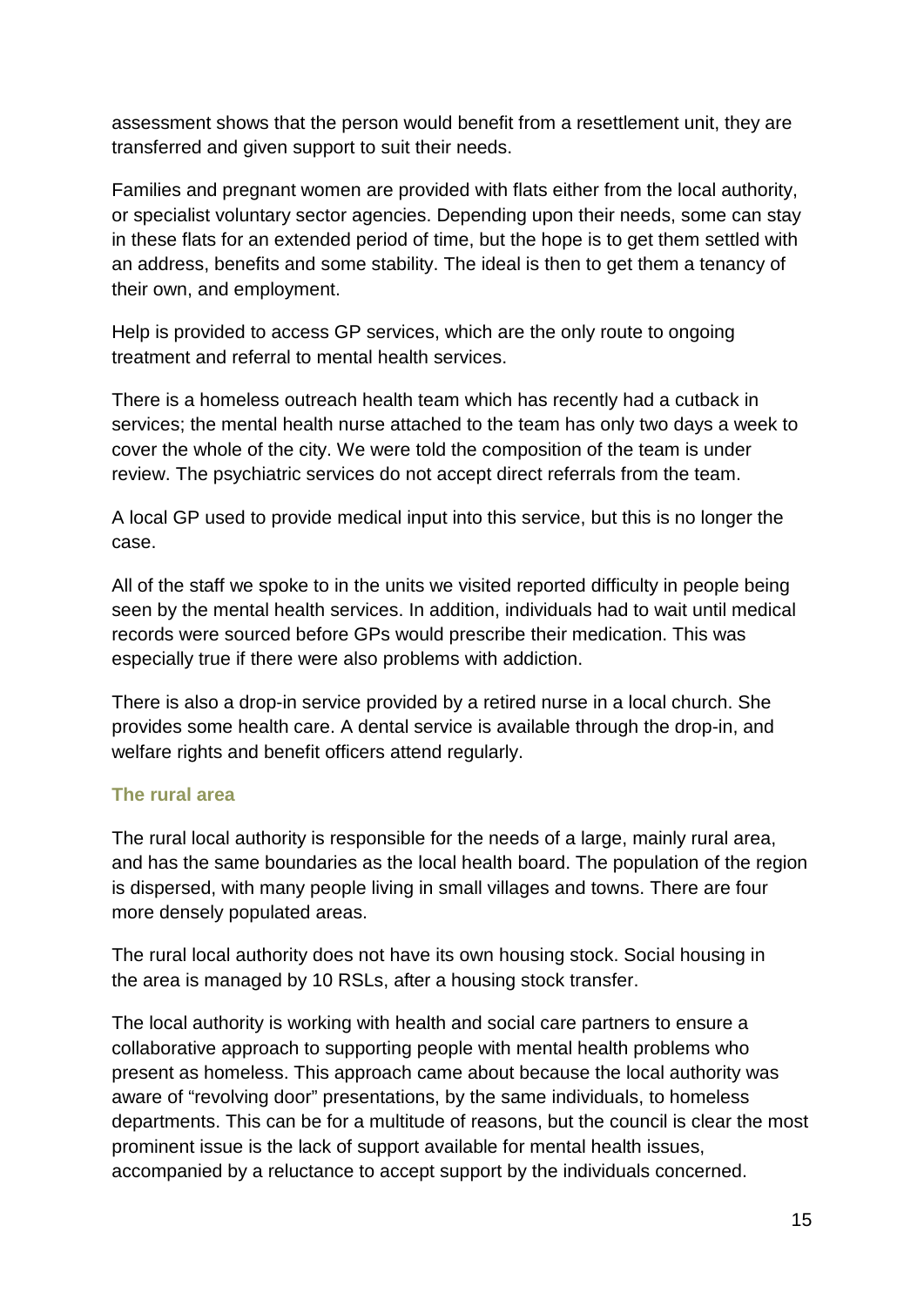assessment shows that the person would benefit from a resettlement unit, they are transferred and given support to suit their needs.

Families and pregnant women are provided with flats either from the local authority, or specialist voluntary sector agencies. Depending upon their needs, some can stay in these flats for an extended period of time, but the hope is to get them settled with an address, benefits and some stability. The ideal is then to get them a tenancy of their own, and employment.

Help is provided to access GP services, which are the only route to ongoing treatment and referral to mental health services.

There is a homeless outreach health team which has recently had a cutback in services; the mental health nurse attached to the team has only two days a week to cover the whole of the city. We were told the composition of the team is under review. The psychiatric services do not accept direct referrals from the team.

A local GP used to provide medical input into this service, but this is no longer the case.

All of the staff we spoke to in the units we visited reported difficulty in people being seen by the mental health services. In addition, individuals had to wait until medical records were sourced before GPs would prescribe their medication. This was especially true if there were also problems with addiction.

There is also a drop-in service provided by a retired nurse in a local church. She provides some health care. A dental service is available through the drop-in, and welfare rights and benefit officers attend regularly.

### The rural area

The rural local authority is responsible for the needs of a large, mainly rural area, and has the same boundaries as the local health board. The population of the region is dispersed, with many people living in small villages and towns. There are four more densely populated areas.

The rural local authority does not have its own housing stock. Social housing in the area is managed by 10 RSLs, after a housing stock transfer.

The local authority is working with health and social care partners to ensure a collaborative approach to supporting people with mental health problems who present as homeless. This approach came about because the local authority was aware of "revolving door" presentations, by the same individuals, to homeless departments. This can be for a multitude of reasons, but the council is clear the most prominent issue is the lack of support available for mental health issues, accompanied by a reluctance to accept support by the individuals concerned.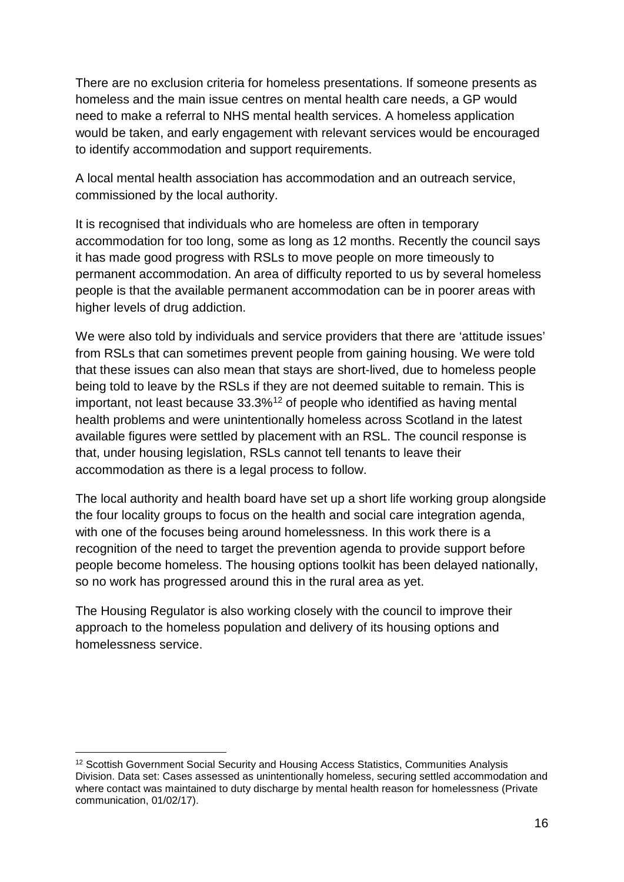There are no exclusion criteria for homeless presentations. If someone presents as homeless and the main issue centres on mental health care needs, a GP would need to make a referral to NHS mental health services. A homeless application would be taken, and early engagement with relevant services would be encouraged to identify accommodation and support requirements.

A local mental health association has accommodation and an outreach service, commissioned by the local authority.

It is recognised that individuals who are homeless are often in temporary accommodation for too long, some as long as 12 months. Recently the council says it has made good progress with RSLs to move people on more timeously to permanent accommodation. An area of difficulty reported to us by several homeless people is that the available permanent accommodation can be in poorer areas with higher levels of drug addiction.

We were also told by individuals and service providers that there are 'attitude issues' from RSLs that can sometimes prevent people from gaining housing. We were told that these issues can also mean that stays are short-lived, due to homeless people being told to leave by the RSLs if they are not deemed suitable to remain. This is important, not least because 33.3%[12] of people who identified as having mental health problems and were unintentionally homeless across Scotland in the latest available figures were settled by placement with an RSL. The council response is that, under housing legislation, RSLs cannot tell tenants to leave their accommodation as there is a legal process to follow.

The local authority and health board have set up a short life working group alongside the four locality groups to focus on the health and social care integration agenda, with one of the focuses being around homelessness. In this work there is a recognition of the need to target the prevention agenda to provide support before people become homeless. The housing options toolkit has been delayed nationally, so no work has progressed around this in the rural area as yet.

The Housing Regulator is also working closely with the council to improve their approach to the homeless population and delivery of its housing options and homelessness service.

---

[12] Scottish Government Social Security and Housing Access Statistics, Communities Analysis Division. Data set: Cases assessed as unintentionally homeless, securing settled accommodation and where contact was maintained to duty discharge by mental health reason for homelessness (Private communication, 01/02/17).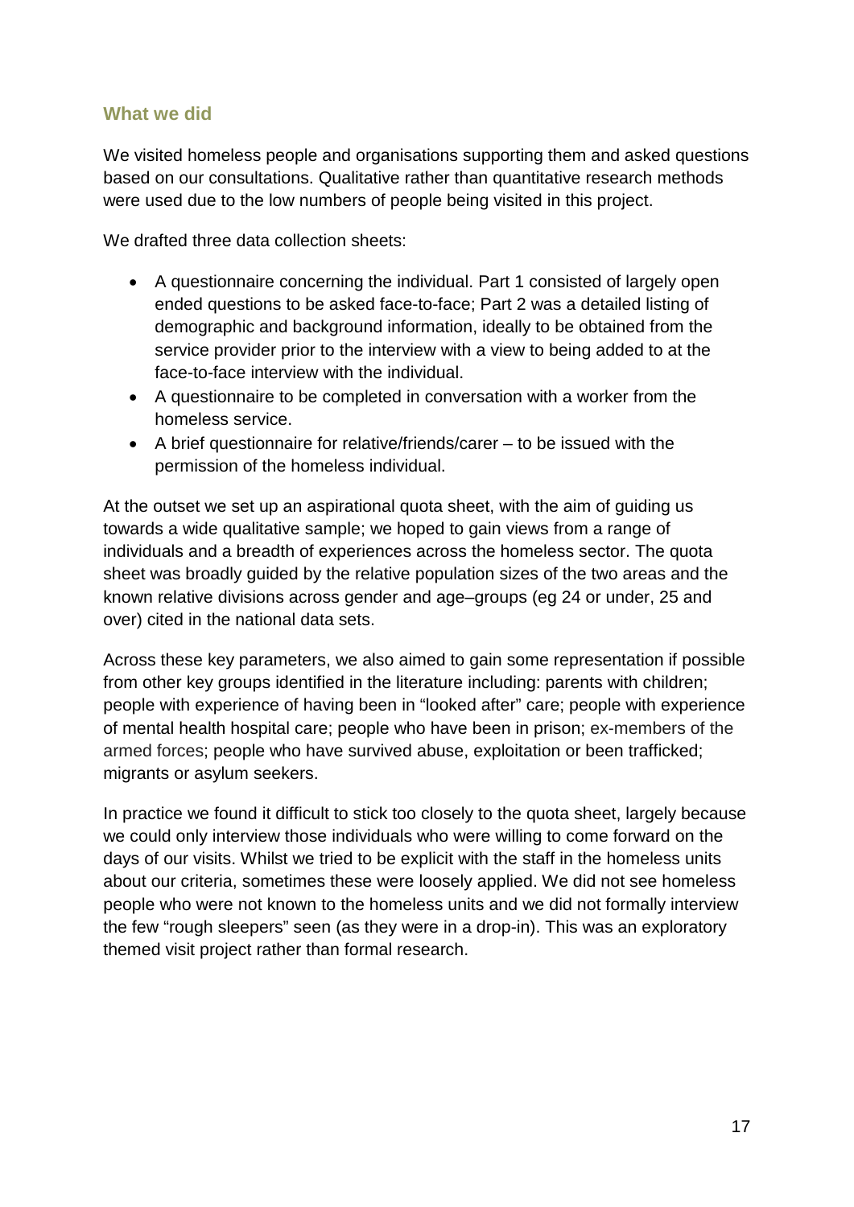## What we did

We visited homeless people and organisations supporting them and asked questions based on our consultations. Qualitative rather than quantitative research methods were used due to the low numbers of people being visited in this project.

We drafted three data collection sheets:

- A questionnaire concerning the individual. Part 1 consisted of largely open ended questions to be asked face-to-face; Part 2 was a detailed listing of demographic and background information, ideally to be obtained from the service provider prior to the interview with a view to being added to at the face-to-face interview with the individual.
- A questionnaire to be completed in conversation with a worker from the homeless service.
- A brief questionnaire for relative/friends/carer – to be issued with the permission of the homeless individual.

At the outset we set up an aspirational quota sheet, with the aim of guiding us towards a wide qualitative sample; we hoped to gain views from a range of individuals and a breadth of experiences across the homeless sector. The quota sheet was broadly guided by the relative population sizes of the two areas and the known relative divisions across gender and age–groups (eg 24 or under, 25 and over) cited in the national data sets.

Across these key parameters, we also aimed to gain some representation if possible from other key groups identified in the literature including: parents with children; people with experience of having been in "looked after" care; people with experience of mental health hospital care; people who have been in prison; ex-members of the armed forces; people who have survived abuse, exploitation or been trafficked; migrants or asylum seekers.

In practice we found it difficult to stick too closely to the quota sheet, largely because we could only interview those individuals who were willing to come forward on the days of our visits. Whilst we tried to be explicit with the staff in the homeless units about our criteria, sometimes these were loosely applied. We did not see homeless people who were not known to the homeless units and we did not formally interview the few "rough sleepers" seen (as they were in a drop-in). This was an exploratory themed visit project rather than formal research.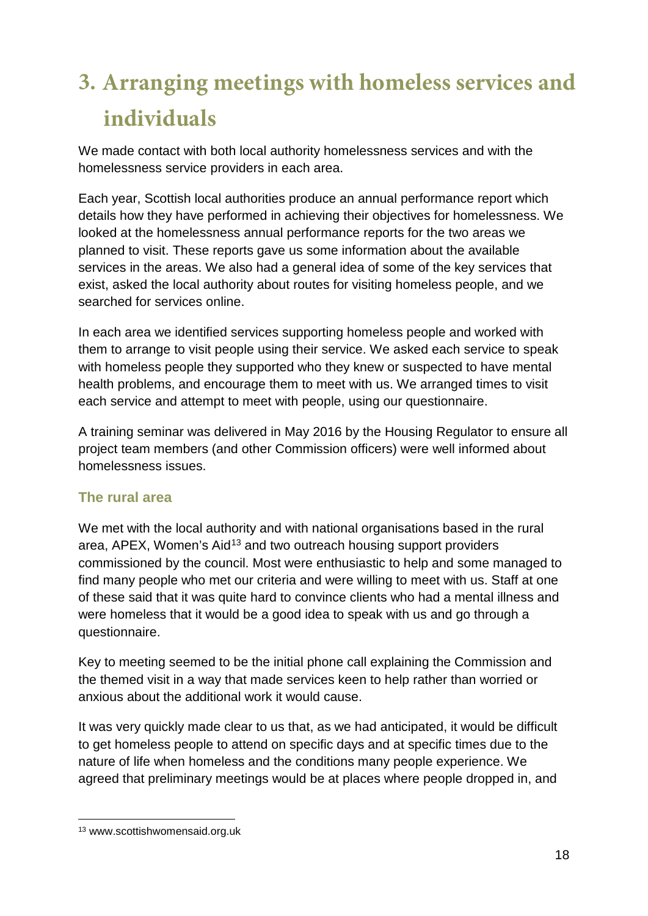# 3. Arranging meetings with homeless services and individuals

We made contact with both local authority homelessness services and with the homelessness service providers in each area.

Each year, Scottish local authorities produce an annual performance report which details how they have performed in achieving their objectives for homelessness. We looked at the homelessness annual performance reports for the two areas we planned to visit. These reports gave us some information about the available services in the areas. We also had a general idea of some of the key services that exist, asked the local authority about routes for visiting homeless people, and we searched for services online.

In each area we identified services supporting homeless people and worked with them to arrange to visit people using their service. We asked each service to speak with homeless people they supported who they knew or suspected to have mental health problems, and encourage them to meet with us. We arranged times to visit each service and attempt to meet with people, using our questionnaire.

A training seminar was delivered in May 2016 by the Housing Regulator to ensure all project team members (and other Commission officers) were well informed about homelessness issues.

### The rural area

We met with the local authority and with national organisations based in the rural area, APEX, Women's Aid[13] and two outreach housing support providers commissioned by the council. Most were enthusiastic to help and some managed to find many people who met our criteria and were willing to meet with us. Staff at one of these said that it was quite hard to convince clients who had a mental illness and were homeless that it would be a good idea to speak with us and go through a questionnaire.

Key to meeting seemed to be the initial phone call explaining the Commission and the themed visit in a way that made services keen to help rather than worried or anxious about the additional work it would cause.

It was very quickly made clear to us that, as we had anticipated, it would be difficult to get homeless people to attend on specific days and at specific times due to the nature of life when homeless and the conditions many people experience. We agreed that preliminary meetings would be at places where people dropped in, and

[13] www.scottishwomensaid.org.uk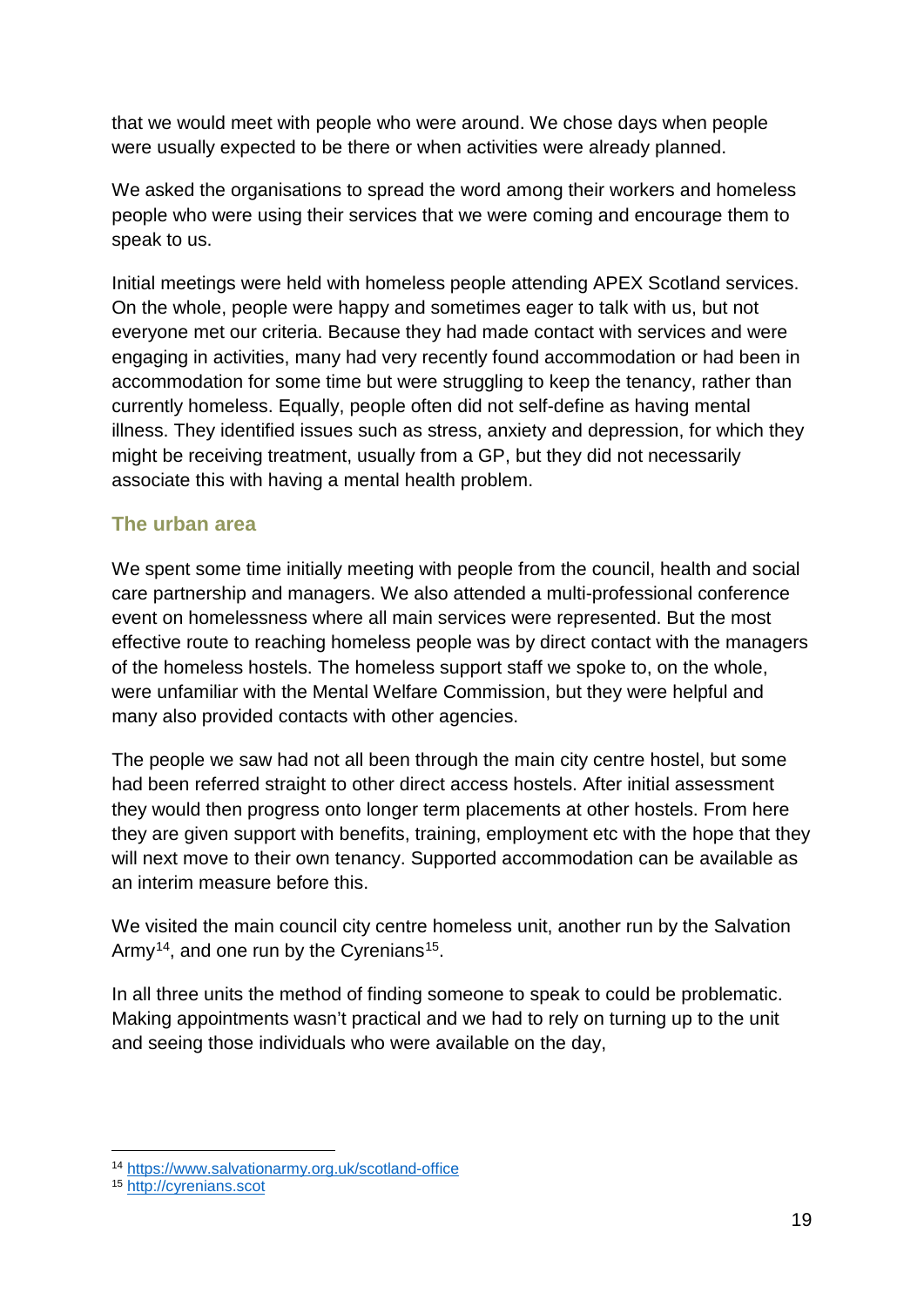that we would meet with people who were around. We chose days when people were usually expected to be there or when activities were already planned.

We asked the organisations to spread the word among their workers and homeless people who were using their services that we were coming and encourage them to speak to us.

Initial meetings were held with homeless people attending APEX Scotland services. On the whole, people were happy and sometimes eager to talk with us, but not everyone met our criteria. Because they had made contact with services and were engaging in activities, many had very recently found accommodation or had been in accommodation for some time but were struggling to keep the tenancy, rather than currently homeless. Equally, people often did not self-define as having mental illness. They identified issues such as stress, anxiety and depression, for which they might be receiving treatment, usually from a GP, but they did not necessarily associate this with having a mental health problem.

### The urban area

We spent some time initially meeting with people from the council, health and social care partnership and managers. We also attended a multi-professional conference event on homelessness where all main services were represented. But the most effective route to reaching homeless people was by direct contact with the managers of the homeless hostels. The homeless support staff we spoke to, on the whole, were unfamiliar with the Mental Welfare Commission, but they were helpful and many also provided contacts with other agencies.

The people we saw had not all been through the main city centre hostel, but some had been referred straight to other direct access hostels. After initial assessment they would then progress onto longer term placements at other hostels. From here they are given support with benefits, training, employment etc with the hope that they will next move to their own tenancy. Supported accommodation can be available as an interim measure before this.

We visited the main council city centre homeless unit, another run by the Salvation Army[14], and one run by the Cyrenians[15].

In all three units the method of finding someone to speak to could be problematic. Making appointments wasn't practical and we had to rely on turning up to the unit and seeing those individuals who were available on the day,

[14] https://www.salvationarmy.org.uk/scotland-office

[15] http://cyrenians.scot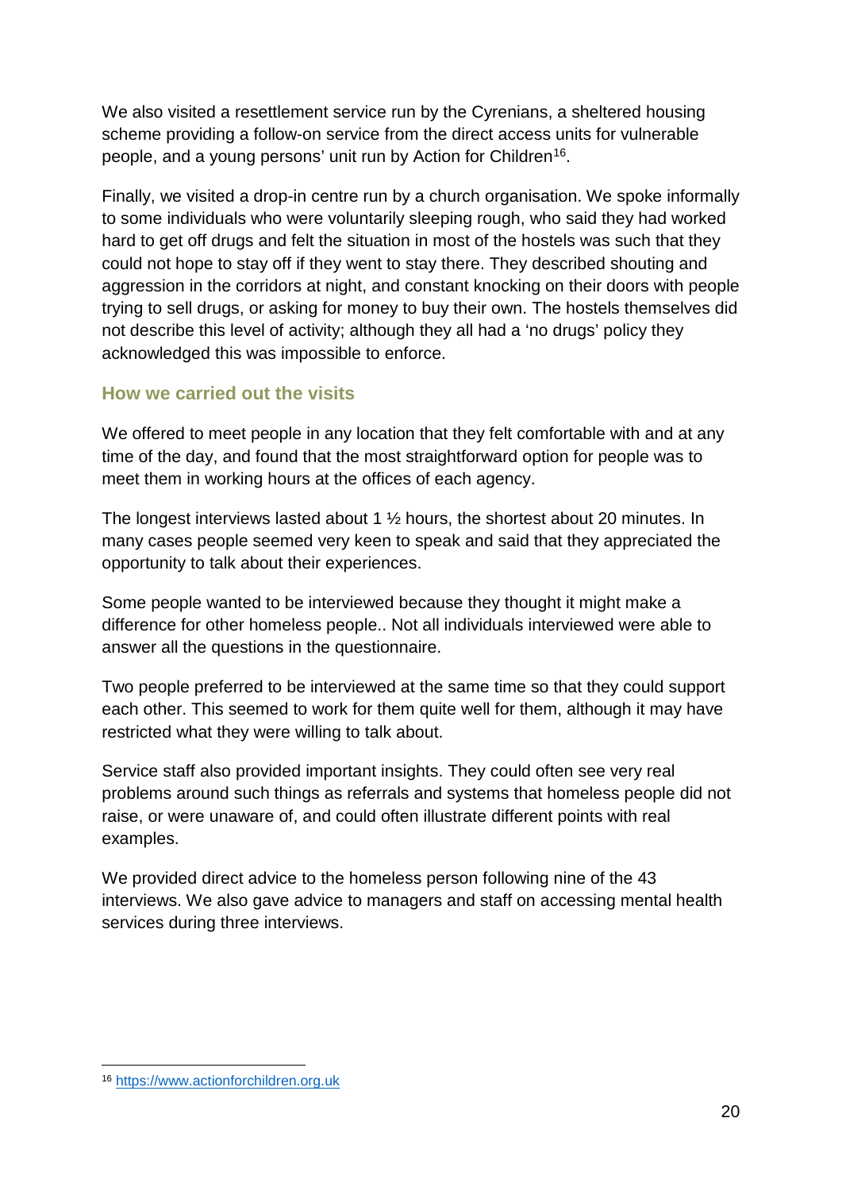We also visited a resettlement service run by the Cyrenians, a sheltered housing scheme providing a follow-on service from the direct access units for vulnerable people, and a young persons' unit run by Action for Children[16].

Finally, we visited a drop-in centre run by a church organisation. We spoke informally to some individuals who were voluntarily sleeping rough, who said they had worked hard to get off drugs and felt the situation in most of the hostels was such that they could not hope to stay off if they went to stay there. They described shouting and aggression in the corridors at night, and constant knocking on their doors with people trying to sell drugs, or asking for money to buy their own. The hostels themselves did not describe this level of activity; although they all had a 'no drugs' policy they acknowledged this was impossible to enforce.

### How we carried out the visits

We offered to meet people in any location that they felt comfortable with and at any time of the day, and found that the most straightforward option for people was to meet them in working hours at the offices of each agency.

The longest interviews lasted about 1 ½ hours, the shortest about 20 minutes. In many cases people seemed very keen to speak and said that they appreciated the opportunity to talk about their experiences.

Some people wanted to be interviewed because they thought it might make a difference for other homeless people.. Not all individuals interviewed were able to answer all the questions in the questionnaire.

Two people preferred to be interviewed at the same time so that they could support each other. This seemed to work for them quite well for them, although it may have restricted what they were willing to talk about.

Service staff also provided important insights. They could often see very real problems around such things as referrals and systems that homeless people did not raise, or were unaware of, and could often illustrate different points with real examples.

We provided direct advice to the homeless person following nine of the 43 interviews. We also gave advice to managers and staff on accessing mental health services during three interviews.

[16] https://www.actionforchildren.org.uk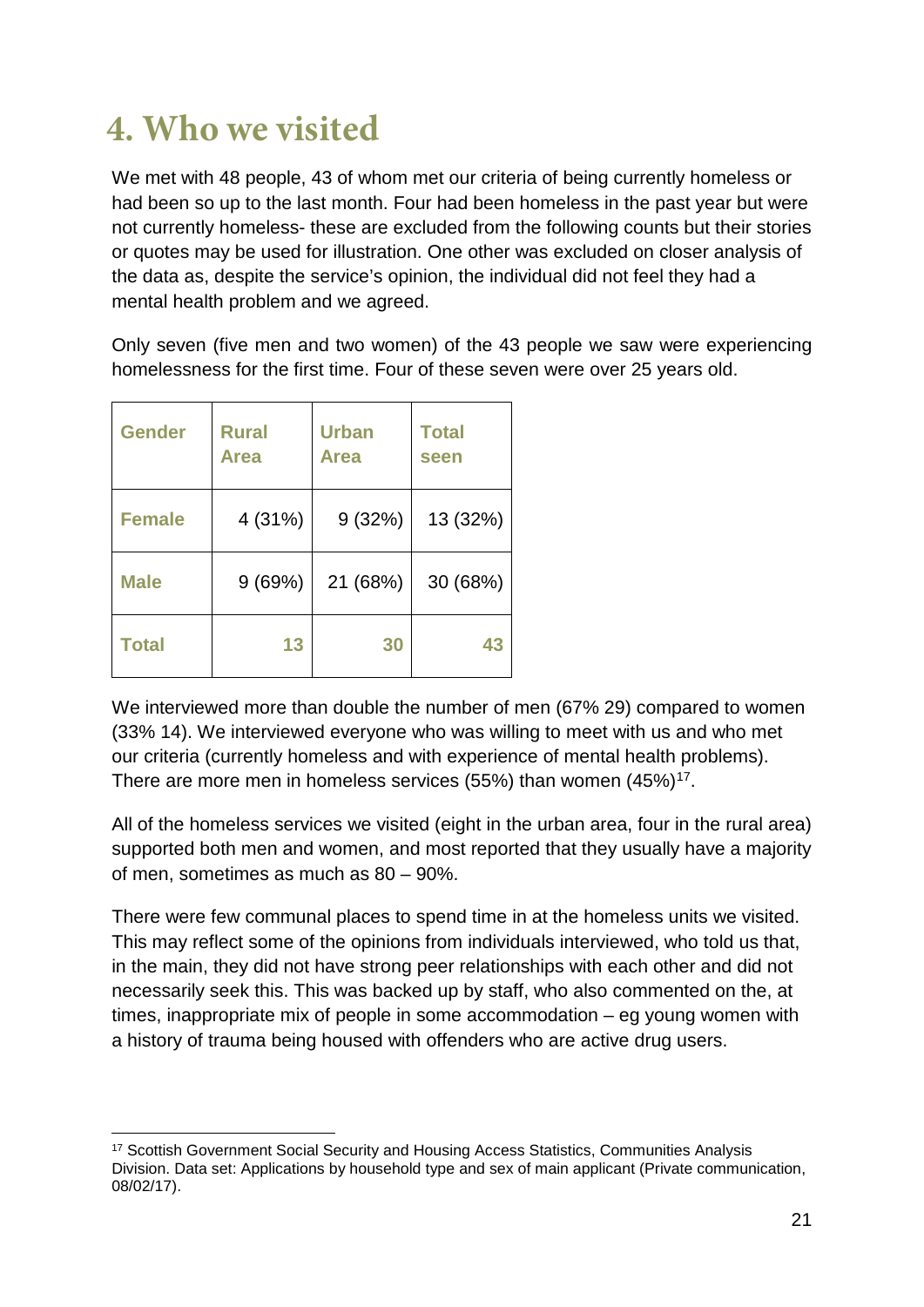# 4. Who we visited

We met with 48 people, 43 of whom met our criteria of being currently homeless or had been so up to the last month. Four had been homeless in the past year but were not currently homeless- these are excluded from the following counts but their stories or quotes may be used for illustration. One other was excluded on closer analysis of the data as, despite the service's opinion, the individual did not feel they had a mental health problem and we agreed.

Only seven (five men and two women) of the 43 people we saw were experiencing homelessness for the first time. Four of these seven were over 25 years old.

| Gender | Rural Area | Urban Area | Total seen |
|---|---|---|---|
| **Female** | 4 (31%) | 9 (32%) | 13 (32%) |
| **Male** | 9 (69%) | 21 (68%) | 30 (68%) |
| **Total** | **13** | **30** | **43** |

We interviewed more than double the number of men (67% 29) compared to women (33% 14). We interviewed everyone who was willing to meet with us and who met our criteria (currently homeless and with experience of mental health problems). There are more men in homeless services (55%) than women (45%)[17].

All of the homeless services we visited (eight in the urban area, four in the rural area) supported both men and women, and most reported that they usually have a majority of men, sometimes as much as 80 – 90%.

There were few communal places to spend time in at the homeless units we visited. This may reflect some of the opinions from individuals interviewed, who told us that, in the main, they did not have strong peer relationships with each other and did not necessarily seek this. This was backed up by staff, who also commented on the, at times, inappropriate mix of people in some accommodation – eg young women with a history of trauma being housed with offenders who are active drug users.

[17] Scottish Government Social Security and Housing Access Statistics, Communities Analysis Division. Data set: Applications by household type and sex of main applicant (Private communication, 08/02/17).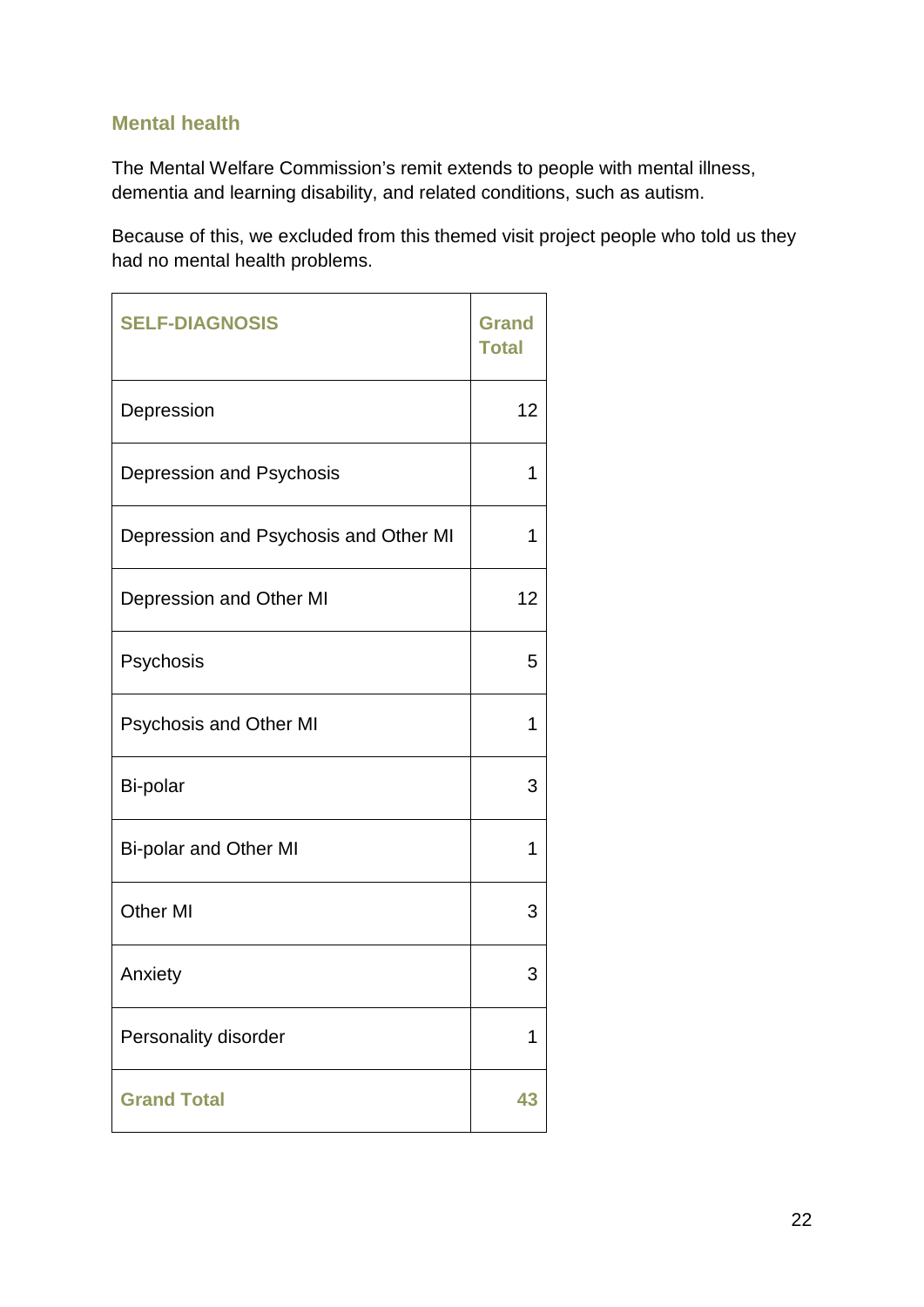## Mental health

The Mental Welfare Commission's remit extends to people with mental illness, dementia and learning disability, and related conditions, such as autism.

Because of this, we excluded from this themed visit project people who told us they had no mental health problems.

| SELF-DIAGNOSIS | Grand Total |
|---|---|
| Depression | 12 |
| Depression and Psychosis | 1 |
| Depression and Psychosis and Other MI | 1 |
| Depression and Other MI | 12 |
| Psychosis | 5 |
| Psychosis and Other MI | 1 |
| Bi-polar | 3 |
| Bi-polar and Other MI | 1 |
| Other MI | 3 |
| Anxiety | 3 |
| Personality disorder | 1 |
| **Grand Total** | **43** |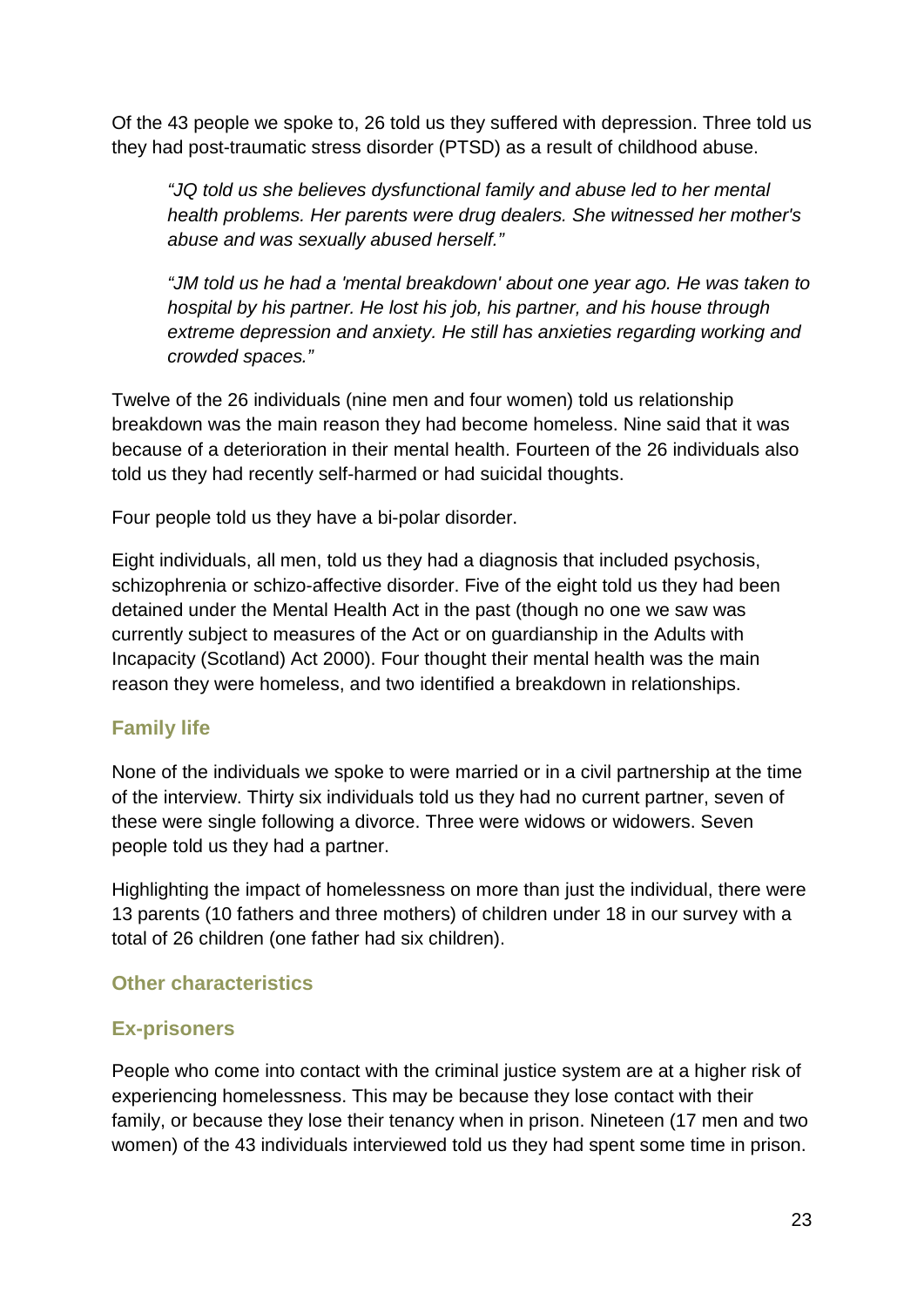Of the 43 people we spoke to, 26 told us they suffered with depression. Three told us they had post-traumatic stress disorder (PTSD) as a result of childhood abuse.

> *"JQ told us she believes dysfunctional family and abuse led to her mental health problems. Her parents were drug dealers. She witnessed her mother's abuse and was sexually abused herself."*

> *"JM told us he had a 'mental breakdown' about one year ago. He was taken to hospital by his partner. He lost his job, his partner, and his house through extreme depression and anxiety. He still has anxieties regarding working and crowded spaces."*

Twelve of the 26 individuals (nine men and four women) told us relationship breakdown was the main reason they had become homeless. Nine said that it was because of a deterioration in their mental health. Fourteen of the 26 individuals also told us they had recently self-harmed or had suicidal thoughts.

Four people told us they have a bi-polar disorder.

Eight individuals, all men, told us they had a diagnosis that included psychosis, schizophrenia or schizo-affective disorder. Five of the eight told us they had been detained under the Mental Health Act in the past (though no one we saw was currently subject to measures of the Act or on guardianship in the Adults with Incapacity (Scotland) Act 2000). Four thought their mental health was the main reason they were homeless, and two identified a breakdown in relationships.

### Family life

None of the individuals we spoke to were married or in a civil partnership at the time of the interview. Thirty six individuals told us they had no current partner, seven of these were single following a divorce. Three were widows or widowers. Seven people told us they had a partner.

Highlighting the impact of homelessness on more than just the individual, there were 13 parents (10 fathers and three mothers) of children under 18 in our survey with a total of 26 children (one father had six children).

### Other characteristics

### Ex-prisoners

People who come into contact with the criminal justice system are at a higher risk of experiencing homelessness. This may be because they lose contact with their family, or because they lose their tenancy when in prison. Nineteen (17 men and two women) of the 43 individuals interviewed told us they had spent some time in prison.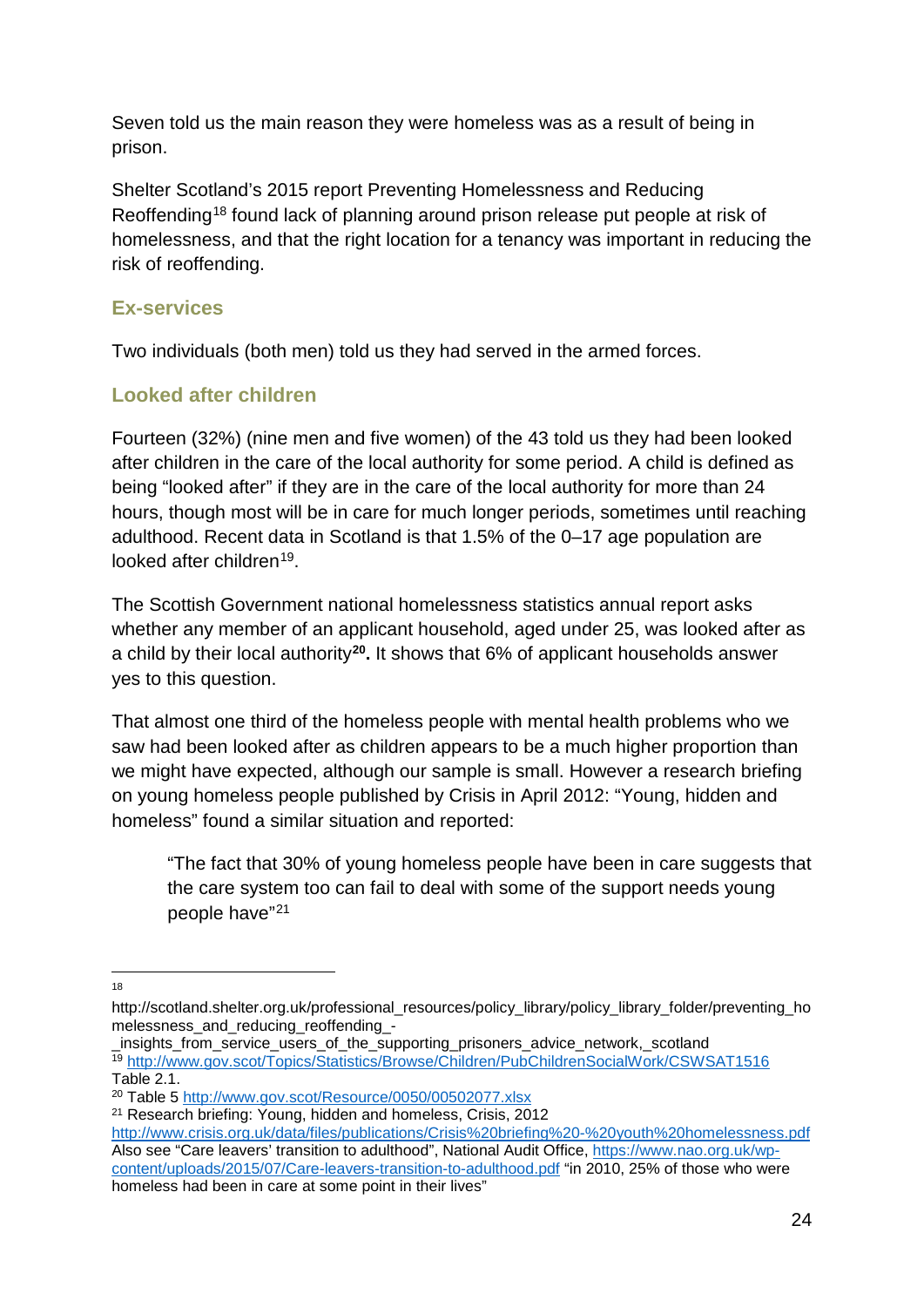Seven told us the main reason they were homeless was as a result of being in prison.

Shelter Scotland's 2015 report Preventing Homelessness and Reducing Reoffending[18] found lack of planning around prison release put people at risk of homelessness, and that the right location for a tenancy was important in reducing the risk of reoffending.

### Ex-services

Two individuals (both men) told us they had served in the armed forces.

### Looked after children

Fourteen (32%) (nine men and five women) of the 43 told us they had been looked after children in the care of the local authority for some period. A child is defined as being "looked after" if they are in the care of the local authority for more than 24 hours, though most will be in care for much longer periods, sometimes until reaching adulthood. Recent data in Scotland is that 1.5% of the 0–17 age population are looked after children[19].

The Scottish Government national homelessness statistics annual report asks whether any member of an applicant household, aged under 25, was looked after as a child by their local authority[20]**.** It shows that 6% of applicant households answer yes to this question.

That almost one third of the homeless people with mental health problems who we saw had been looked after as children appears to be a much higher proportion than we might have expected, although our sample is small. However a research briefing on young homeless people published by Crisis in April 2012: "Young, hidden and homeless" found a similar situation and reported:

> "The fact that 30% of young homeless people have been in care suggests that the care system too can fail to deal with some of the support needs young people have"[21]

---

[18] http://scotland.shelter.org.uk/professional_resources/policy_library/policy_library_folder/preventing_homelessness_and_reducing_reoffending_-_insights_from_service_users_of_the_supporting_prisoners_advice_network,_scotland

[19] http://www.gov.scot/Topics/Statistics/Browse/Children/PubChildrenSocialWork/CSWSAT1516 Table 2.1.

[20] Table 5 http://www.gov.scot/Resource/0050/00502077.xlsx

[21] Research briefing: Young, hidden and homeless, Crisis, 2012 http://www.crisis.org.uk/data/files/publications/Crisis%20briefing%20-%20youth%20homelessness.pdf Also see "Care leavers' transition to adulthood", National Audit Office, https://www.nao.org.uk/wp-content/uploads/2015/07/Care-leavers-transition-to-adulthood.pdf "in 2010, 25% of those who were homeless had been in care at some point in their lives"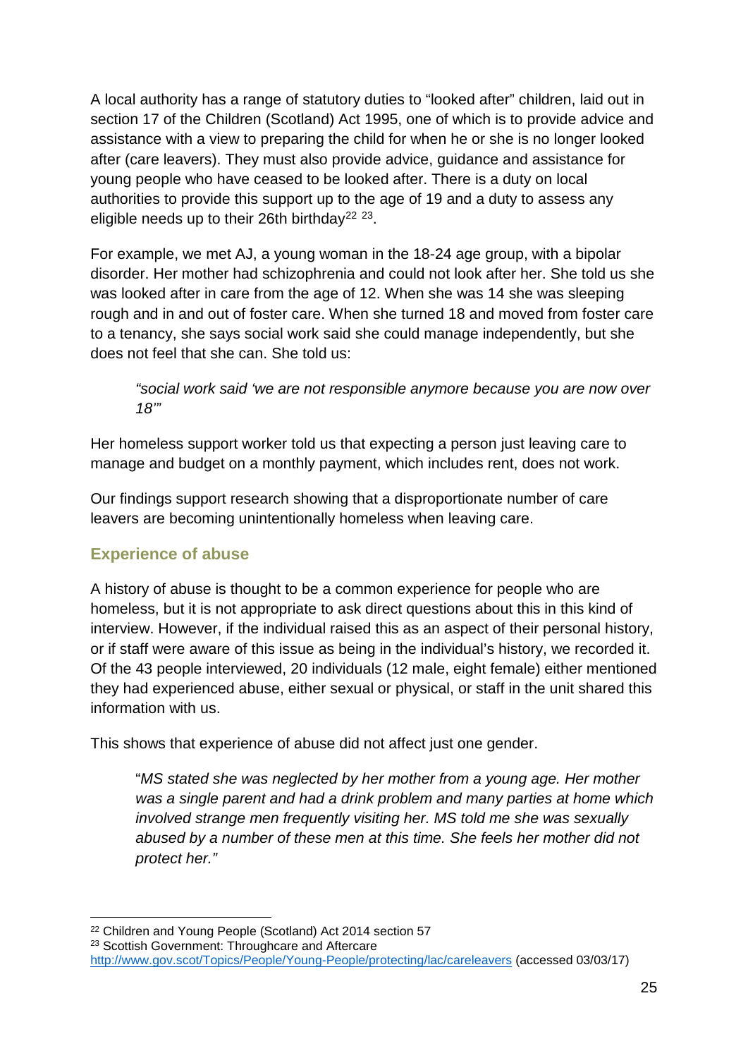A local authority has a range of statutory duties to “looked after” children, laid out in section 17 of the Children (Scotland) Act 1995, one of which is to provide advice and assistance with a view to preparing the child for when he or she is no longer looked after (care leavers). They must also provide advice, guidance and assistance for young people who have ceased to be looked after. There is a duty on local authorities to provide this support up to the age of 19 and a duty to assess any eligible needs up to their 26th birthday[22] [23].

For example, we met AJ, a young woman in the 18-24 age group, with a bipolar disorder. Her mother had schizophrenia and could not look after her. She told us she was looked after in care from the age of 12. When she was 14 she was sleeping rough and in and out of foster care. When she turned 18 and moved from foster care to a tenancy, she says social work said she could manage independently, but she does not feel that she can. She told us:

> *“social work said ‘we are not responsible anymore because you are now over 18’”*

Her homeless support worker told us that expecting a person just leaving care to manage and budget on a monthly payment, which includes rent, does not work.

Our findings support research showing that a disproportionate number of care leavers are becoming unintentionally homeless when leaving care.

### Experience of abuse

A history of abuse is thought to be a common experience for people who are homeless, but it is not appropriate to ask direct questions about this in this kind of interview. However, if the individual raised this as an aspect of their personal history, or if staff were aware of this issue as being in the individual’s history, we recorded it. Of the 43 people interviewed, 20 individuals (12 male, eight female) either mentioned they had experienced abuse, either sexual or physical, or staff in the unit shared this information with us.

This shows that experience of abuse did not affect just one gender.

> “*MS stated she was neglected by her mother from a young age. Her mother was a single parent and had a drink problem and many parties at home which involved strange men frequently visiting her. MS told me she was sexually abused by a number of these men at this time. She feels her mother did not protect her.”*

---

[22] Children and Young People (Scotland) Act 2014 section 57

[23] Scottish Government: Throughcare and Aftercare http://www.gov.scot/Topics/People/Young-People/protecting/lac/careleavers (accessed 03/03/17)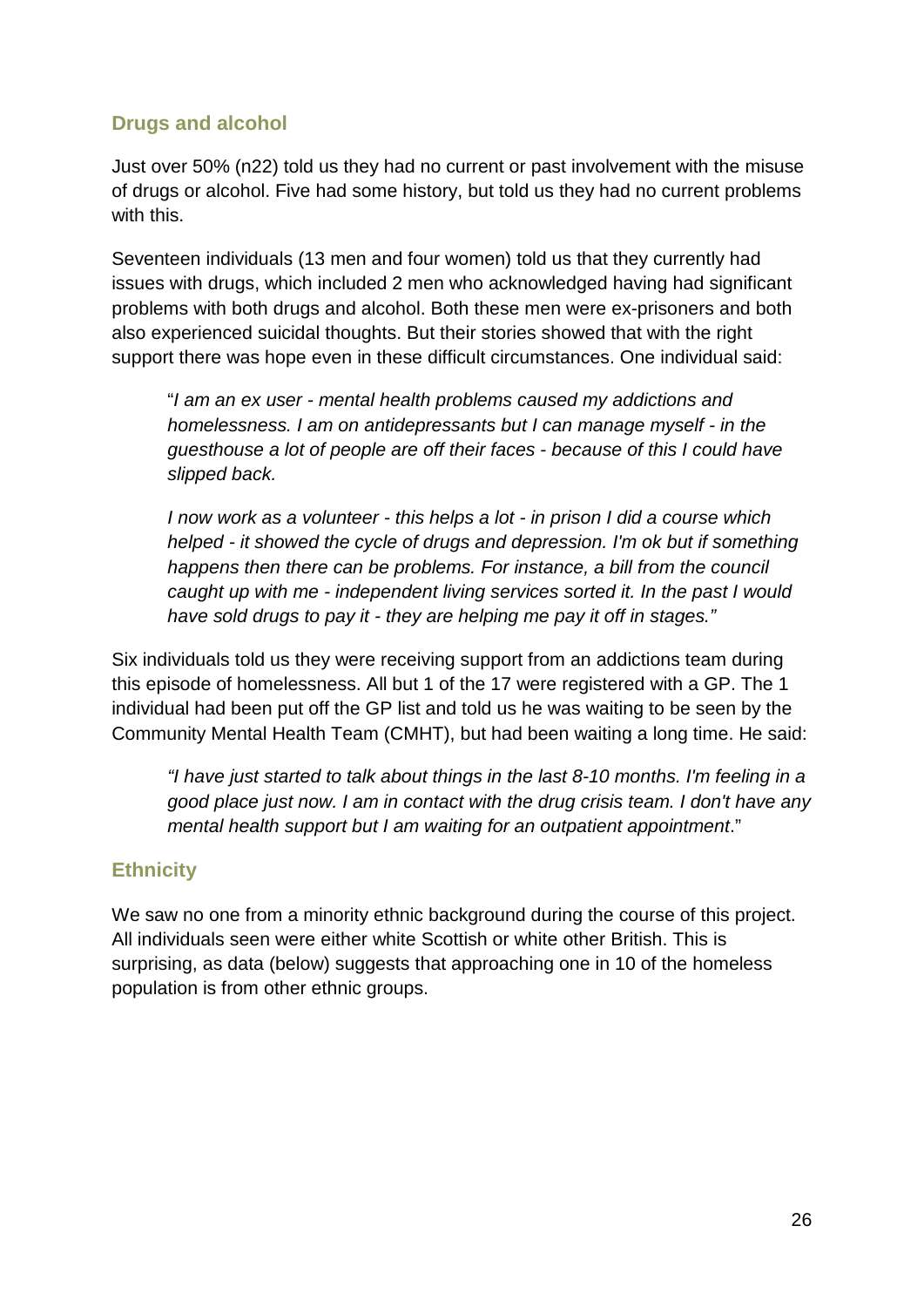## Drugs and alcohol

Just over 50% (n22) told us they had no current or past involvement with the misuse of drugs or alcohol. Five had some history, but told us they had no current problems with this.

Seventeen individuals (13 men and four women) told us that they currently had issues with drugs, which included 2 men who acknowledged having had significant problems with both drugs and alcohol. Both these men were ex-prisoners and both also experienced suicidal thoughts. But their stories showed that with the right support there was hope even in these difficult circumstances. One individual said:

> "*I am an ex user - mental health problems caused my addictions and homelessness. I am on antidepressants but I can manage myself - in the guesthouse a lot of people are off their faces - because of this I could have slipped back.*
>
> *I now work as a volunteer - this helps a lot - in prison I did a course which helped - it showed the cycle of drugs and depression. I'm ok but if something happens then there can be problems. For instance, a bill from the council caught up with me - independent living services sorted it. In the past I would have sold drugs to pay it - they are helping me pay it off in stages."*

Six individuals told us they were receiving support from an addictions team during this episode of homelessness. All but 1 of the 17 were registered with a GP. The 1 individual had been put off the GP list and told us he was waiting to be seen by the Community Mental Health Team (CMHT), but had been waiting a long time. He said:

> *"I have just started to talk about things in the last 8-10 months. I'm feeling in a good place just now. I am in contact with the drug crisis team. I don't have any mental health support but I am waiting for an outpatient appointment*."

## Ethnicity

We saw no one from a minority ethnic background during the course of this project. All individuals seen were either white Scottish or white other British. This is surprising, as data (below) suggests that approaching one in 10 of the homeless population is from other ethnic groups.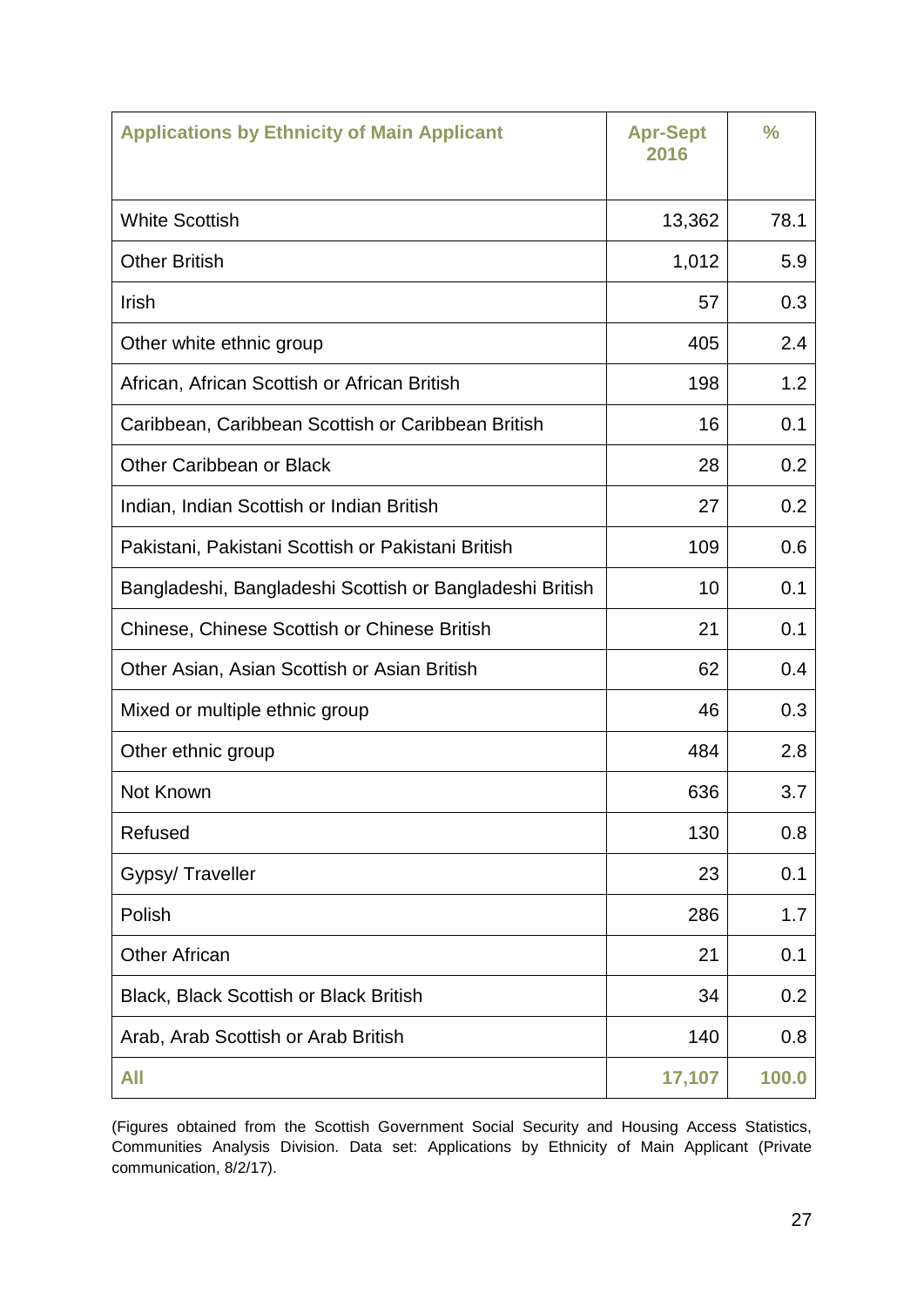| Applications by Ethnicity of Main Applicant | Apr-Sept 2016 | % |
|---|---|---|
| White Scottish | 13,362 | 78.1 |
| Other British | 1,012 | 5.9 |
| Irish | 57 | 0.3 |
| Other white ethnic group | 405 | 2.4 |
| African, African Scottish or African British | 198 | 1.2 |
| Caribbean, Caribbean Scottish or Caribbean British | 16 | 0.1 |
| Other Caribbean or Black | 28 | 0.2 |
| Indian, Indian Scottish or Indian British | 27 | 0.2 |
| Pakistani, Pakistani Scottish or Pakistani British | 109 | 0.6 |
| Bangladeshi, Bangladeshi Scottish or Bangladeshi British | 10 | 0.1 |
| Chinese, Chinese Scottish or Chinese British | 21 | 0.1 |
| Other Asian, Asian Scottish or Asian British | 62 | 0.4 |
| Mixed or multiple ethnic group | 46 | 0.3 |
| Other ethnic group | 484 | 2.8 |
| Not Known | 636 | 3.7 |
| Refused | 130 | 0.8 |
| Gypsy/ Traveller | 23 | 0.1 |
| Polish | 286 | 1.7 |
| Other African | 21 | 0.1 |
| Black, Black Scottish or Black British | 34 | 0.2 |
| Arab, Arab Scottish or Arab British | 140 | 0.8 |
| **All** | **17,107** | **100.0** |

(Figures obtained from the Scottish Government Social Security and Housing Access Statistics, Communities Analysis Division. Data set: Applications by Ethnicity of Main Applicant (Private communication, 8/2/17).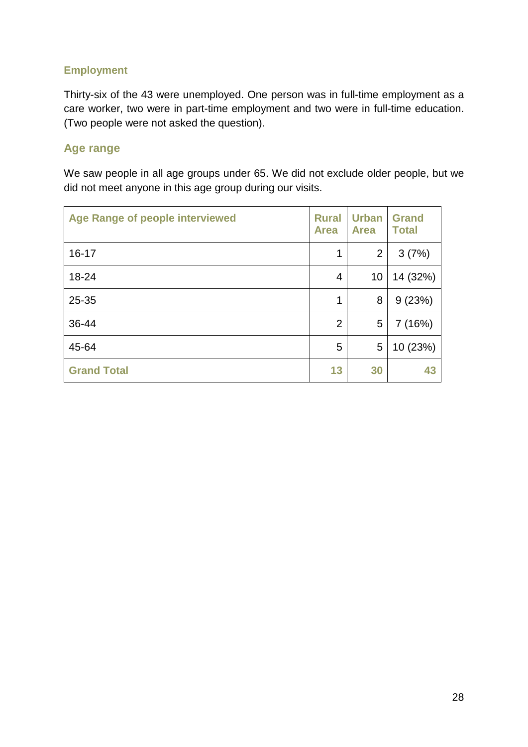### Employment

Thirty-six of the 43 were unemployed. One person was in full-time employment as a care worker, two were in part-time employment and two were in full-time education. (Two people were not asked the question).

### Age range

We saw people in all age groups under 65. We did not exclude older people, but we did not meet anyone in this age group during our visits.

| Age Range of people interviewed | Rural Area | Urban Area | Grand Total |
|---|---|---|---|
| 16-17 | 1 | 2 | 3 (7%) |
| 18-24 | 4 | 10 | 14 (32%) |
| 25-35 | 1 | 8 | 9 (23%) |
| 36-44 | 2 | 5 | 7 (16%) |
| 45-64 | 5 | 5 | 10 (23%) |
| **Grand Total** | **13** | **30** | **43** |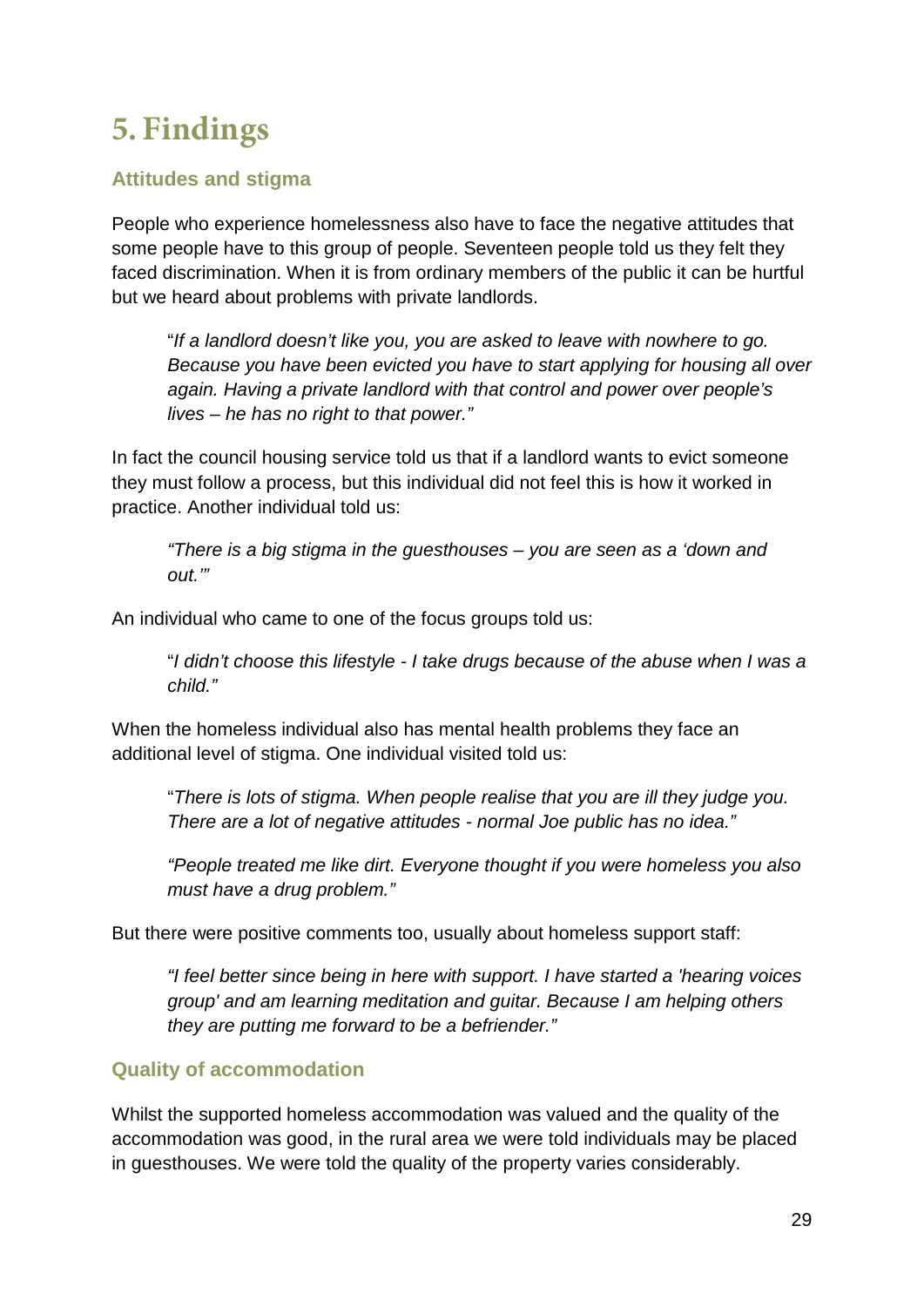# 5. Findings

## Attitudes and stigma

People who experience homelessness also have to face the negative attitudes that some people have to this group of people. Seventeen people told us they felt they faced discrimination. When it is from ordinary members of the public it can be hurtful but we heard about problems with private landlords.

> "*If a landlord doesn't like you, you are asked to leave with nowhere to go. Because you have been evicted you have to start applying for housing all over again. Having a private landlord with that control and power over people's lives – he has no right to that power."*

In fact the council housing service told us that if a landlord wants to evict someone they must follow a process, but this individual did not feel this is how it worked in practice. Another individual told us:

> *"There is a big stigma in the guesthouses – you are seen as a 'down and out.'"*

An individual who came to one of the focus groups told us:

> "*I didn't choose this lifestyle - I take drugs because of the abuse when I was a child."*

When the homeless individual also has mental health problems they face an additional level of stigma. One individual visited told us:

> "*There is lots of stigma. When people realise that you are ill they judge you. There are a lot of negative attitudes - normal Joe public has no idea."*
>
> *"People treated me like dirt. Everyone thought if you were homeless you also must have a drug problem."*

But there were positive comments too, usually about homeless support staff:

> *"I feel better since being in here with support. I have started a 'hearing voices group' and am learning meditation and guitar. Because I am helping others they are putting me forward to be a befriender."*

## Quality of accommodation

Whilst the supported homeless accommodation was valued and the quality of the accommodation was good, in the rural area we were told individuals may be placed in guesthouses. We were told the quality of the property varies considerably.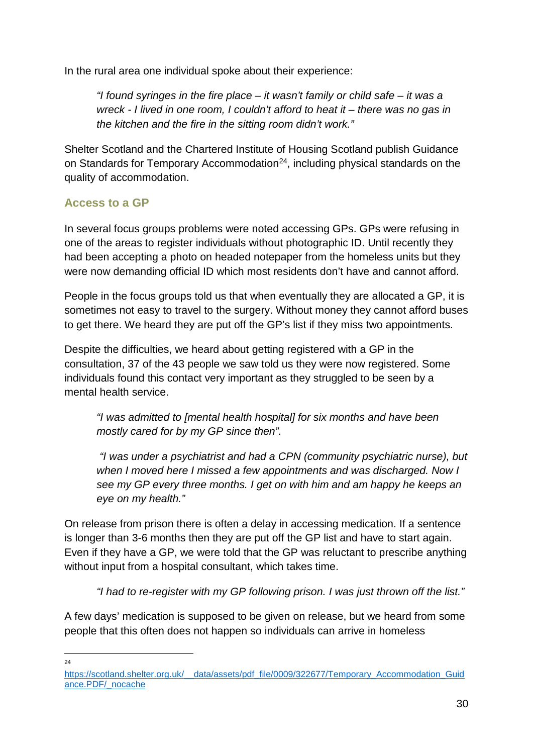In the rural area one individual spoke about their experience:

> *"I found syringes in the fire place – it wasn't family or child safe – it was a wreck - I lived in one room, I couldn't afford to heat it – there was no gas in the kitchen and the fire in the sitting room didn't work."*

Shelter Scotland and the Chartered Institute of Housing Scotland publish Guidance on Standards for Temporary Accommodation[24], including physical standards on the quality of accommodation.

### Access to a GP

In several focus groups problems were noted accessing GPs. GPs were refusing in one of the areas to register individuals without photographic ID. Until recently they had been accepting a photo on headed notepaper from the homeless units but they were now demanding official ID which most residents don't have and cannot afford.

People in the focus groups told us that when eventually they are allocated a GP, it is sometimes not easy to travel to the surgery. Without money they cannot afford buses to get there. We heard they are put off the GP's list if they miss two appointments.

Despite the difficulties, we heard about getting registered with a GP in the consultation, 37 of the 43 people we saw told us they were now registered. Some individuals found this contact very important as they struggled to be seen by a mental health service.

> *"I was admitted to [mental health hospital] for six months and have been mostly cared for by my GP since then".*

> *"I was under a psychiatrist and had a CPN (community psychiatric nurse), but when I moved here I missed a few appointments and was discharged. Now I see my GP every three months. I get on with him and am happy he keeps an eye on my health."*

On release from prison there is often a delay in accessing medication. If a sentence is longer than 3-6 months then they are put off the GP list and have to start again. Even if they have a GP, we were told that the GP was reluctant to prescribe anything without input from a hospital consultant, which takes time.

> *"I had to re-register with my GP following prison. I was just thrown off the list."*

A few days' medication is supposed to be given on release, but we heard from some people that this often does not happen so individuals can arrive in homeless

---

[24] https://scotland.shelter.org.uk/__data/assets/pdf_file/0009/322677/Temporary_Accommodation_Guidance.PDF/_nocache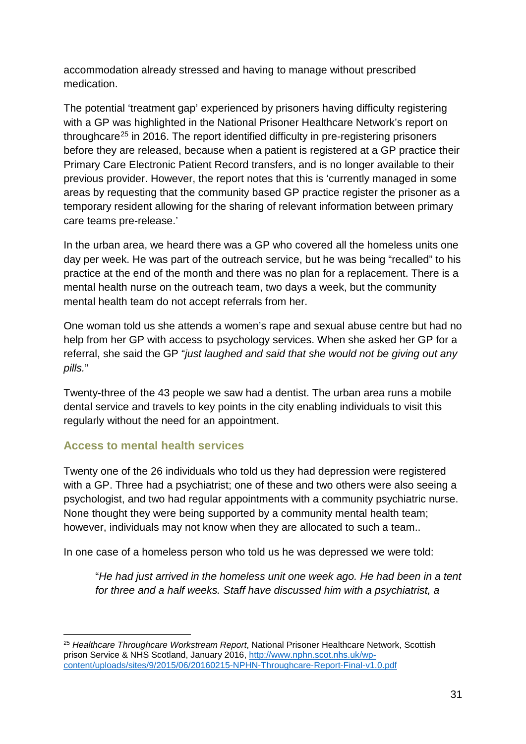accommodation already stressed and having to manage without prescribed medication.

The potential 'treatment gap' experienced by prisoners having difficulty registering with a GP was highlighted in the National Prisoner Healthcare Network's report on throughcare[25] in 2016. The report identified difficulty in pre-registering prisoners before they are released, because when a patient is registered at a GP practice their Primary Care Electronic Patient Record transfers, and is no longer available to their previous provider. However, the report notes that this is 'currently managed in some areas by requesting that the community based GP practice register the prisoner as a temporary resident allowing for the sharing of relevant information between primary care teams pre-release.'

In the urban area, we heard there was a GP who covered all the homeless units one day per week. He was part of the outreach service, but he was being "recalled" to his practice at the end of the month and there was no plan for a replacement. There is a mental health nurse on the outreach team, two days a week, but the community mental health team do not accept referrals from her.

One woman told us she attends a women's rape and sexual abuse centre but had no help from her GP with access to psychology services. When she asked her GP for a referral, she said the GP "*just laughed and said that she would not be giving out any pills.*"

Twenty-three of the 43 people we saw had a dentist. The urban area runs a mobile dental service and travels to key points in the city enabling individuals to visit this regularly without the need for an appointment.

### Access to mental health services

Twenty one of the 26 individuals who told us they had depression were registered with a GP. Three had a psychiatrist; one of these and two others were also seeing a psychologist, and two had regular appointments with a community psychiatric nurse. None thought they were being supported by a community mental health team; however, individuals may not know when they are allocated to such a team..

In one case of a homeless person who told us he was depressed we were told:

> "*He had just arrived in the homeless unit one week ago. He had been in a tent for three and a half weeks. Staff have discussed him with a psychiatrist, a*

---

[25] *Healthcare Throughcare Workstream Report*, National Prisoner Healthcare Network, Scottish prison Service & NHS Scotland, January 2016, http://www.nphn.scot.nhs.uk/wp-content/uploads/sites/9/2015/06/20160215-NPHN-Throughcare-Report-Final-v1.0.pdf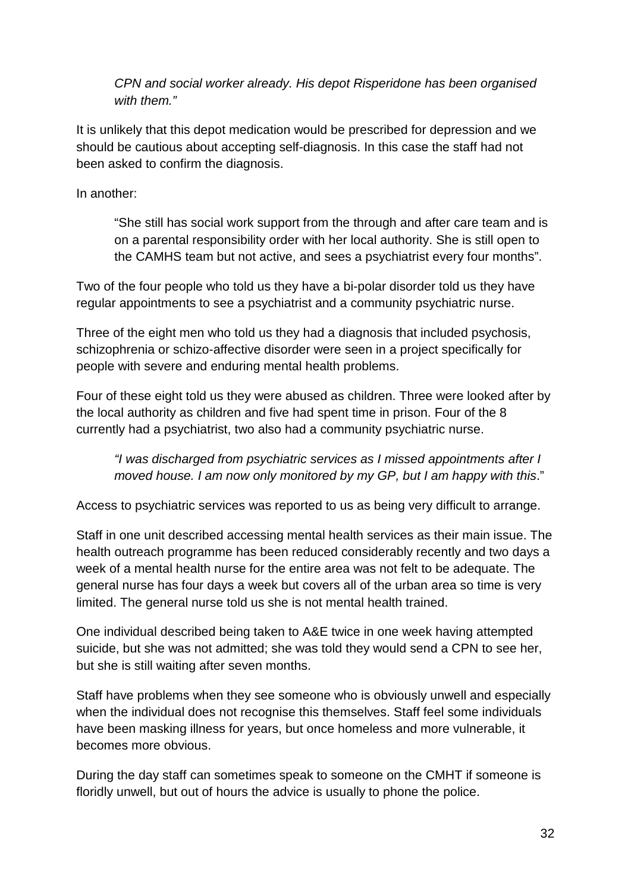> *CPN and social worker already. His depot Risperidone has been organised with them."*

It is unlikely that this depot medication would be prescribed for depression and we should be cautious about accepting self-diagnosis. In this case the staff had not been asked to confirm the diagnosis.

In another:

> "She still has social work support from the through and after care team and is on a parental responsibility order with her local authority. She is still open to the CAMHS team but not active, and sees a psychiatrist every four months".

Two of the four people who told us they have a bi-polar disorder told us they have regular appointments to see a psychiatrist and a community psychiatric nurse.

Three of the eight men who told us they had a diagnosis that included psychosis, schizophrenia or schizo-affective disorder were seen in a project specifically for people with severe and enduring mental health problems.

Four of these eight told us they were abused as children. Three were looked after by the local authority as children and five had spent time in prison. Four of the 8 currently had a psychiatrist, two also had a community psychiatric nurse.

> *"I was discharged from psychiatric services as I missed appointments after I moved house. I am now only monitored by my GP, but I am happy with this*."

Access to psychiatric services was reported to us as being very difficult to arrange.

Staff in one unit described accessing mental health services as their main issue. The health outreach programme has been reduced considerably recently and two days a week of a mental health nurse for the entire area was not felt to be adequate. The general nurse has four days a week but covers all of the urban area so time is very limited. The general nurse told us she is not mental health trained.

One individual described being taken to A&E twice in one week having attempted suicide, but she was not admitted; she was told they would send a CPN to see her, but she is still waiting after seven months.

Staff have problems when they see someone who is obviously unwell and especially when the individual does not recognise this themselves. Staff feel some individuals have been masking illness for years, but once homeless and more vulnerable, it becomes more obvious.

During the day staff can sometimes speak to someone on the CMHT if someone is floridly unwell, but out of hours the advice is usually to phone the police.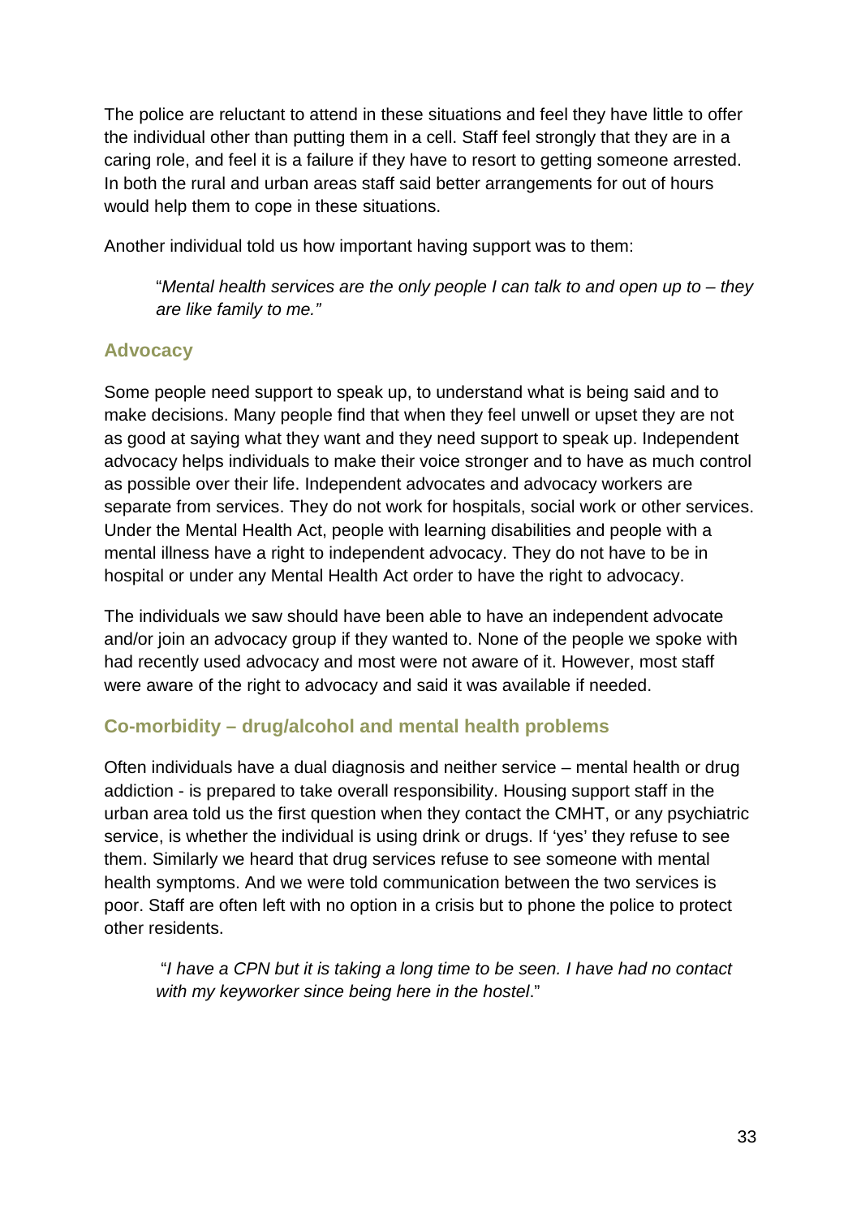The police are reluctant to attend in these situations and feel they have little to offer the individual other than putting them in a cell. Staff feel strongly that they are in a caring role, and feel it is a failure if they have to resort to getting someone arrested. In both the rural and urban areas staff said better arrangements for out of hours would help them to cope in these situations.

Another individual told us how important having support was to them:

> "*Mental health services are the only people I can talk to and open up to – they are like family to me."*

### Advocacy

Some people need support to speak up, to understand what is being said and to make decisions. Many people find that when they feel unwell or upset they are not as good at saying what they want and they need support to speak up. Independent advocacy helps individuals to make their voice stronger and to have as much control as possible over their life. Independent advocates and advocacy workers are separate from services. They do not work for hospitals, social work or other services. Under the Mental Health Act, people with learning disabilities and people with a mental illness have a right to independent advocacy. They do not have to be in hospital or under any Mental Health Act order to have the right to advocacy.

The individuals we saw should have been able to have an independent advocate and/or join an advocacy group if they wanted to. None of the people we spoke with had recently used advocacy and most were not aware of it. However, most staff were aware of the right to advocacy and said it was available if needed.

### Co-morbidity – drug/alcohol and mental health problems

Often individuals have a dual diagnosis and neither service – mental health or drug addiction - is prepared to take overall responsibility. Housing support staff in the urban area told us the first question when they contact the CMHT, or any psychiatric service, is whether the individual is using drink or drugs. If 'yes' they refuse to see them. Similarly we heard that drug services refuse to see someone with mental health symptoms. And we were told communication between the two services is poor. Staff are often left with no option in a crisis but to phone the police to protect other residents.

> "*I have a CPN but it is taking a long time to be seen. I have had no contact with my keyworker since being here in the hostel*."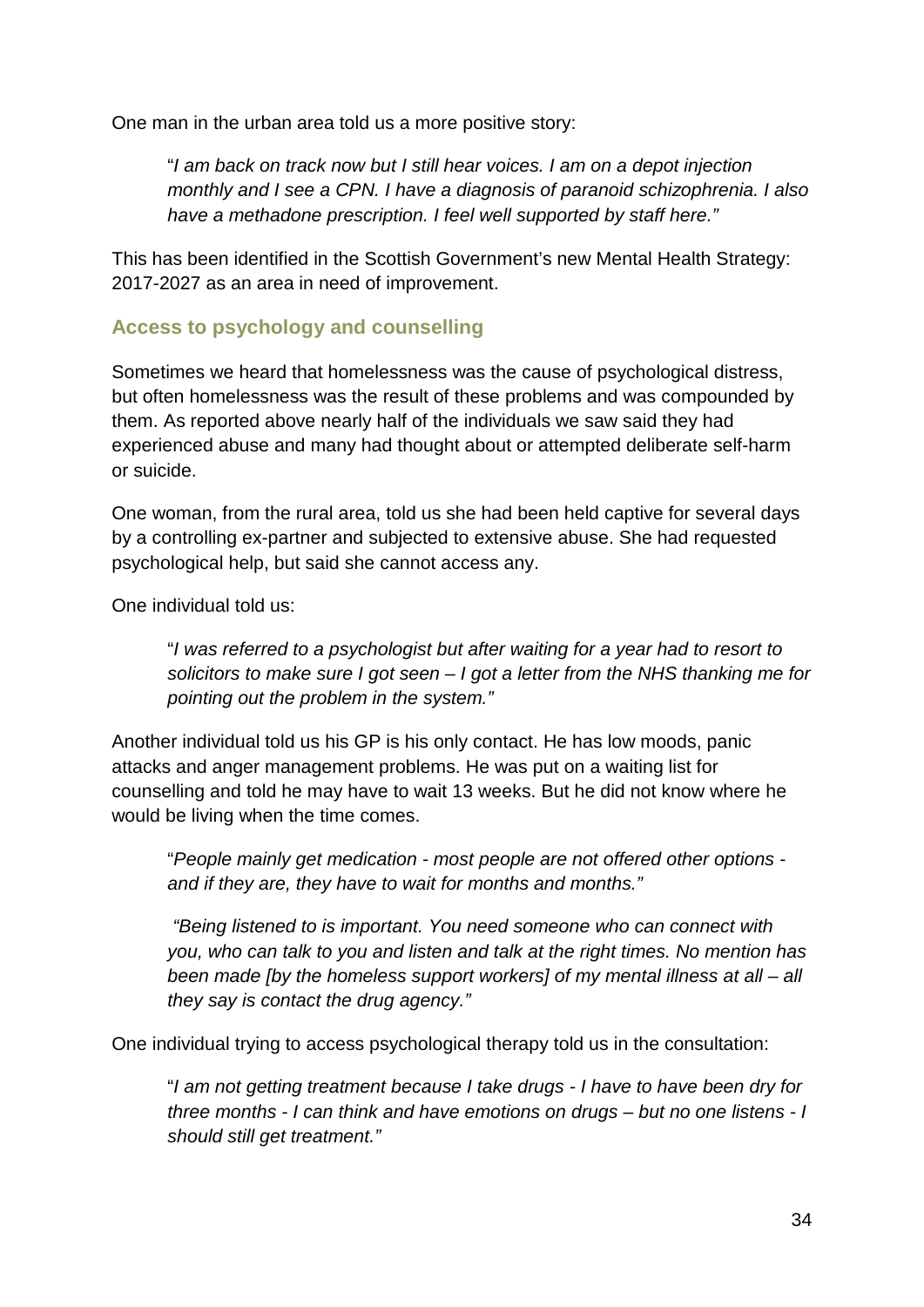One man in the urban area told us a more positive story:

> "*I am back on track now but I still hear voices. I am on a depot injection monthly and I see a CPN. I have a diagnosis of paranoid schizophrenia. I also have a methadone prescription. I feel well supported by staff here."*

This has been identified in the Scottish Government's new Mental Health Strategy: 2017-2027 as an area in need of improvement.

### Access to psychology and counselling

Sometimes we heard that homelessness was the cause of psychological distress, but often homelessness was the result of these problems and was compounded by them. As reported above nearly half of the individuals we saw said they had experienced abuse and many had thought about or attempted deliberate self-harm or suicide.

One woman, from the rural area, told us she had been held captive for several days by a controlling ex-partner and subjected to extensive abuse. She had requested psychological help, but said she cannot access any.

One individual told us:

> "*I was referred to a psychologist but after waiting for a year had to resort to solicitors to make sure I got seen – I got a letter from the NHS thanking me for pointing out the problem in the system."*

Another individual told us his GP is his only contact. He has low moods, panic attacks and anger management problems. He was put on a waiting list for counselling and told he may have to wait 13 weeks. But he did not know where he would be living when the time comes.

> "*People mainly get medication - most people are not offered other options - and if they are, they have to wait for months and months."*

> *"Being listened to is important. You need someone who can connect with you, who can talk to you and listen and talk at the right times. No mention has been made [by the homeless support workers] of my mental illness at all – all they say is contact the drug agency."*

One individual trying to access psychological therapy told us in the consultation:

> "*I am not getting treatment because I take drugs - I have to have been dry for three months - I can think and have emotions on drugs – but no one listens - I should still get treatment."*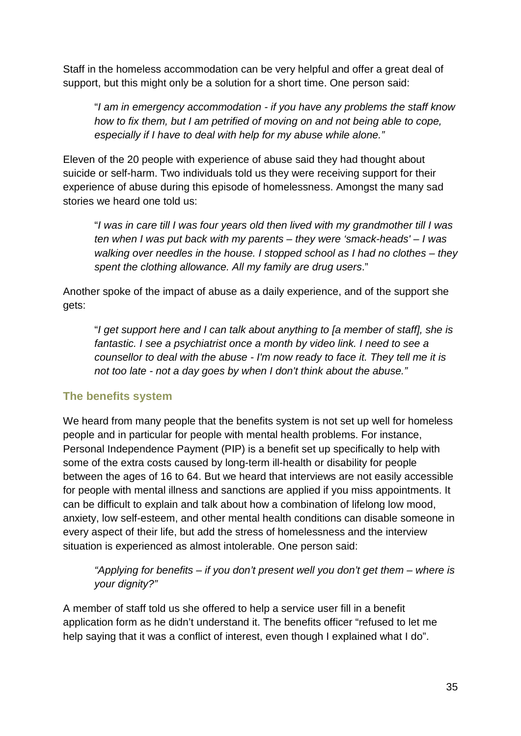Staff in the homeless accommodation can be very helpful and offer a great deal of support, but this might only be a solution for a short time. One person said:

> "*I am in emergency accommodation - if you have any problems the staff know how to fix them, but I am petrified of moving on and not being able to cope, especially if I have to deal with help for my abuse while alone."*

Eleven of the 20 people with experience of abuse said they had thought about suicide or self-harm. Two individuals told us they were receiving support for their experience of abuse during this episode of homelessness. Amongst the many sad stories we heard one told us:

> "*I was in care till I was four years old then lived with my grandmother till I was ten when I was put back with my parents – they were 'smack-heads' – I was walking over needles in the house. I stopped school as I had no clothes – they spent the clothing allowance. All my family are drug users*."

Another spoke of the impact of abuse as a daily experience, and of the support she gets:

> "*I get support here and I can talk about anything to [a member of staff], she is fantastic. I see a psychiatrist once a month by video link. I need to see a counsellor to deal with the abuse - I'm now ready to face it. They tell me it is not too late - not a day goes by when I don't think about the abuse."*

### The benefits system

We heard from many people that the benefits system is not set up well for homeless people and in particular for people with mental health problems. For instance, Personal Independence Payment (PIP) is a benefit set up specifically to help with some of the extra costs caused by long-term ill-health or disability for people between the ages of 16 to 64. But we heard that interviews are not easily accessible for people with mental illness and sanctions are applied if you miss appointments. It can be difficult to explain and talk about how a combination of lifelong low mood, anxiety, low self-esteem, and other mental health conditions can disable someone in every aspect of their life, but add the stress of homelessness and the interview situation is experienced as almost intolerable. One person said:

> *"Applying for benefits – if you don't present well you don't get them – where is your dignity?"*

A member of staff told us she offered to help a service user fill in a benefit application form as he didn't understand it. The benefits officer "refused to let me help saying that it was a conflict of interest, even though I explained what I do".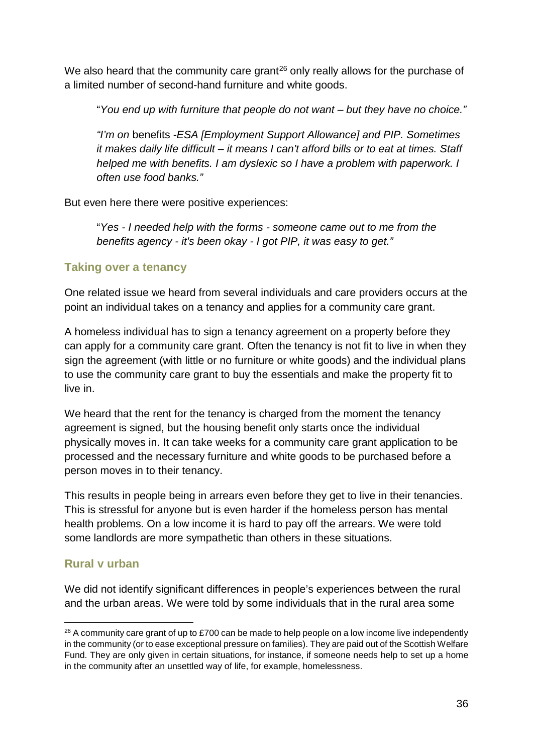We also heard that the community care grant[26] only really allows for the purchase of a limited number of second-hand furniture and white goods.

> "*You end up with furniture that people do not want – but they have no choice."*
>
> *"I'm on* benefits *-ESA [Employment Support Allowance] and PIP. Sometimes it makes daily life difficult – it means I can't afford bills or to eat at times. Staff helped me with benefits. I am dyslexic so I have a problem with paperwork. I often use food banks."*

But even here there were positive experiences:

> "*Yes - I needed help with the forms - someone came out to me from the benefits agency - it's been okay - I got PIP, it was easy to get."*

### Taking over a tenancy

One related issue we heard from several individuals and care providers occurs at the point an individual takes on a tenancy and applies for a community care grant.

A homeless individual has to sign a tenancy agreement on a property before they can apply for a community care grant. Often the tenancy is not fit to live in when they sign the agreement (with little or no furniture or white goods) and the individual plans to use the community care grant to buy the essentials and make the property fit to live in.

We heard that the rent for the tenancy is charged from the moment the tenancy agreement is signed, but the housing benefit only starts once the individual physically moves in. It can take weeks for a community care grant application to be processed and the necessary furniture and white goods to be purchased before a person moves in to their tenancy.

This results in people being in arrears even before they get to live in their tenancies. This is stressful for anyone but is even harder if the homeless person has mental health problems. On a low income it is hard to pay off the arrears. We were told some landlords are more sympathetic than others in these situations.

### Rural v urban

We did not identify significant differences in people's experiences between the rural and the urban areas. We were told by some individuals that in the rural area some

---

[26] A community care grant of up to £700 can be made to help people on a low income live independently in the community (or to ease exceptional pressure on families). They are paid out of the Scottish Welfare Fund. They are only given in certain situations, for instance, if someone needs help to set up a home in the community after an unsettled way of life, for example, homelessness.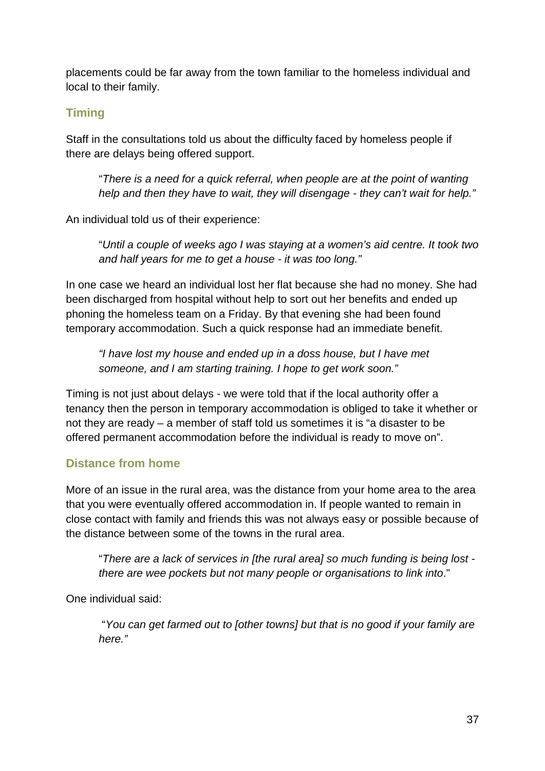placements could be far away from the town familiar to the homeless individual and local to their family.

### Timing

Staff in the consultations told us about the difficulty faced by homeless people if there are delays being offered support.

> "*There is a need for a quick referral, when people are at the point of wanting help and then they have to wait, they will disengage - they can't wait for help."*

An individual told us of their experience:

> "*Until a couple of weeks ago I was staying at a women's aid centre. It took two and half years for me to get a house - it was too long."*

In one case we heard an individual lost her flat because she had no money. She had been discharged from hospital without help to sort out her benefits and ended up phoning the homeless team on a Friday. By that evening she had been found temporary accommodation. Such a quick response had an immediate benefit.

> *"I have lost my house and ended up in a doss house, but I have met someone, and I am starting training. I hope to get work soon."*

Timing is not just about delays - we were told that if the local authority offer a tenancy then the person in temporary accommodation is obliged to take it whether or not they are ready – a member of staff told us sometimes it is "a disaster to be offered permanent accommodation before the individual is ready to move on".

### Distance from home

More of an issue in the rural area, was the distance from your home area to the area that you were eventually offered accommodation in. If people wanted to remain in close contact with family and friends this was not always easy or possible because of the distance between some of the towns in the rural area.

> "*There are a lack of services in [the rural area] so much funding is being lost - there are wee pockets but not many people or organisations to link into*."

One individual said:

> "*You can get farmed out to [other towns] but that is no good if your family are here."*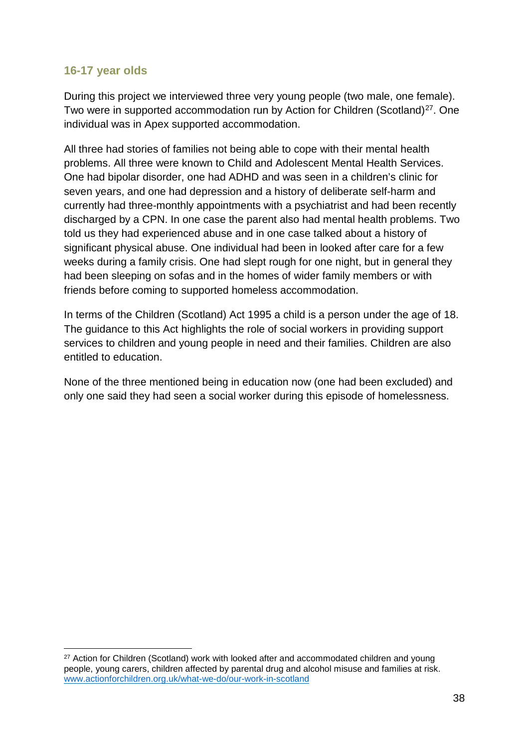### 16-17 year olds

During this project we interviewed three very young people (two male, one female). Two were in supported accommodation run by Action for Children (Scotland)[27]. One individual was in Apex supported accommodation.

All three had stories of families not being able to cope with their mental health problems. All three were known to Child and Adolescent Mental Health Services. One had bipolar disorder, one had ADHD and was seen in a children's clinic for seven years, and one had depression and a history of deliberate self-harm and currently had three-monthly appointments with a psychiatrist and had been recently discharged by a CPN. In one case the parent also had mental health problems. Two told us they had experienced abuse and in one case talked about a history of significant physical abuse. One individual had been in looked after care for a few weeks during a family crisis. One had slept rough for one night, but in general they had been sleeping on sofas and in the homes of wider family members or with friends before coming to supported homeless accommodation.

In terms of the Children (Scotland) Act 1995 a child is a person under the age of 18. The guidance to this Act highlights the role of social workers in providing support services to children and young people in need and their families. Children are also entitled to education.

None of the three mentioned being in education now (one had been excluded) and only one said they had seen a social worker during this episode of homelessness.

---

[27] Action for Children (Scotland) work with looked after and accommodated children and young people, young carers, children affected by parental drug and alcohol misuse and families at risk. www.actionforchildren.org.uk/what-we-do/our-work-in-scotland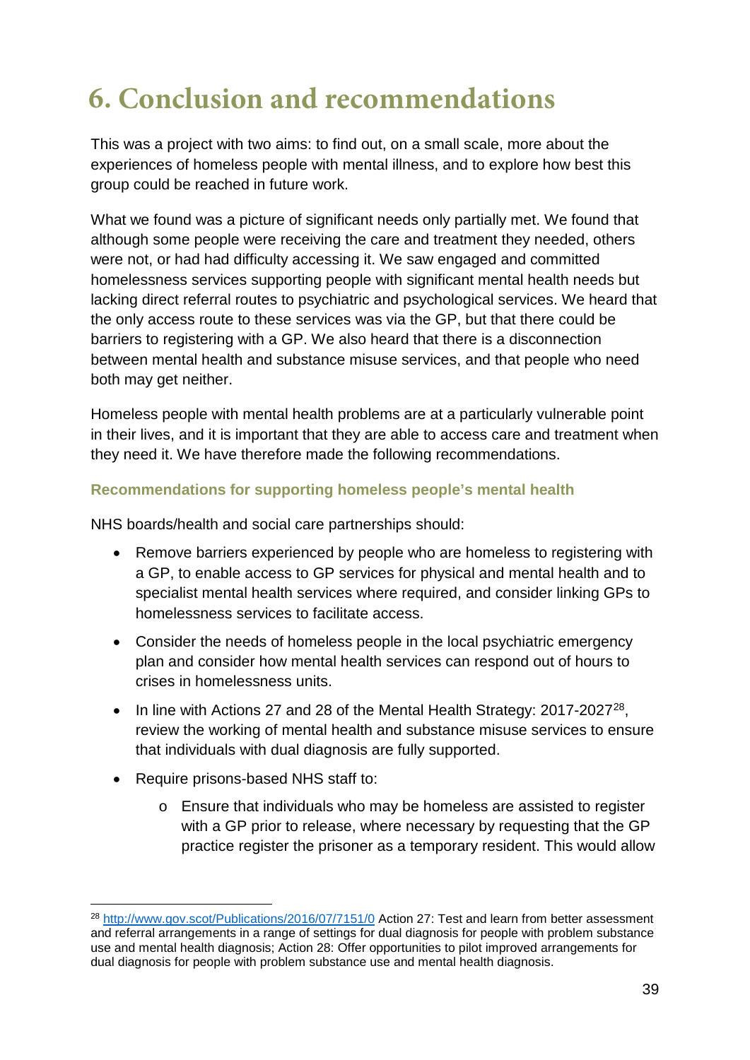# 6. Conclusion and recommendations

This was a project with two aims: to find out, on a small scale, more about the experiences of homeless people with mental illness, and to explore how best this group could be reached in future work.

What we found was a picture of significant needs only partially met. We found that although some people were receiving the care and treatment they needed, others were not, or had had difficulty accessing it. We saw engaged and committed homelessness services supporting people with significant mental health needs but lacking direct referral routes to psychiatric and psychological services. We heard that the only access route to these services was via the GP, but that there could be barriers to registering with a GP. We also heard that there is a disconnection between mental health and substance misuse services, and that people who need both may get neither.

Homeless people with mental health problems are at a particularly vulnerable point in their lives, and it is important that they are able to access care and treatment when they need it. We have therefore made the following recommendations.

### Recommendations for supporting homeless people's mental health

NHS boards/health and social care partnerships should:

- Remove barriers experienced by people who are homeless to registering with a GP, to enable access to GP services for physical and mental health and to specialist mental health services where required, and consider linking GPs to homelessness services to facilitate access.
- Consider the needs of homeless people in the local psychiatric emergency plan and consider how mental health services can respond out of hours to crises in homelessness units.
- In line with Actions 27 and 28 of the Mental Health Strategy: 2017-2027[28], review the working of mental health and substance misuse services to ensure that individuals with dual diagnosis are fully supported.
- Require prisons-based NHS staff to:
  - Ensure that individuals who may be homeless are assisted to register with a GP prior to release, where necessary by requesting that the GP practice register the prisoner as a temporary resident. This would allow

---

[28] http://www.gov.scot/Publications/2016/07/7151/0 Action 27: Test and learn from better assessment and referral arrangements in a range of settings for dual diagnosis for people with problem substance use and mental health diagnosis; Action 28: Offer opportunities to pilot improved arrangements for dual diagnosis for people with problem substance use and mental health diagnosis.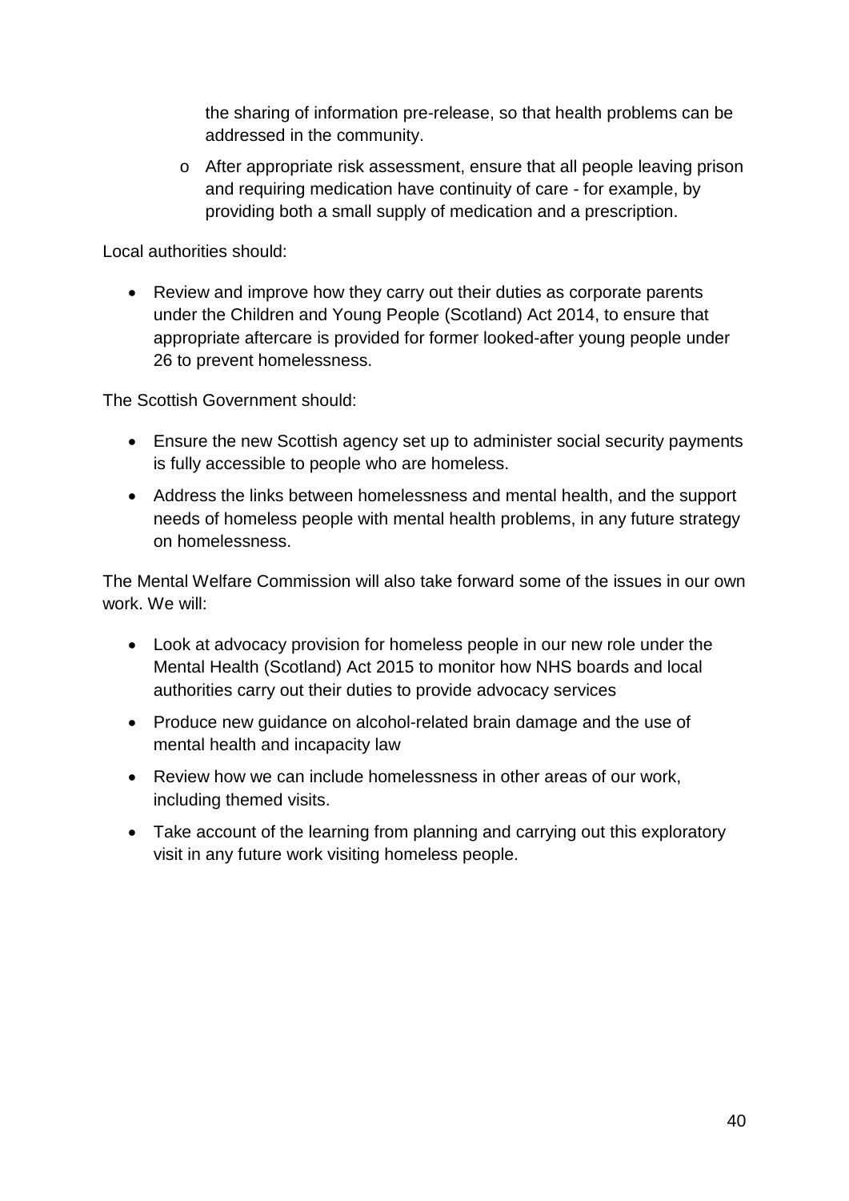the sharing of information pre-release, so that health problems can be addressed in the community.

  - After appropriate risk assessment, ensure that all people leaving prison and requiring medication have continuity of care - for example, by providing both a small supply of medication and a prescription.

Local authorities should:

- Review and improve how they carry out their duties as corporate parents under the Children and Young People (Scotland) Act 2014, to ensure that appropriate aftercare is provided for former looked-after young people under 26 to prevent homelessness.

The Scottish Government should:

- Ensure the new Scottish agency set up to administer social security payments is fully accessible to people who are homeless.
- Address the links between homelessness and mental health, and the support needs of homeless people with mental health problems, in any future strategy on homelessness.

The Mental Welfare Commission will also take forward some of the issues in our own work. We will:

- Look at advocacy provision for homeless people in our new role under the Mental Health (Scotland) Act 2015 to monitor how NHS boards and local authorities carry out their duties to provide advocacy services
- Produce new guidance on alcohol-related brain damage and the use of mental health and incapacity law
- Review how we can include homelessness in other areas of our work, including themed visits.
- Take account of the learning from planning and carrying out this exploratory visit in any future work visiting homeless people.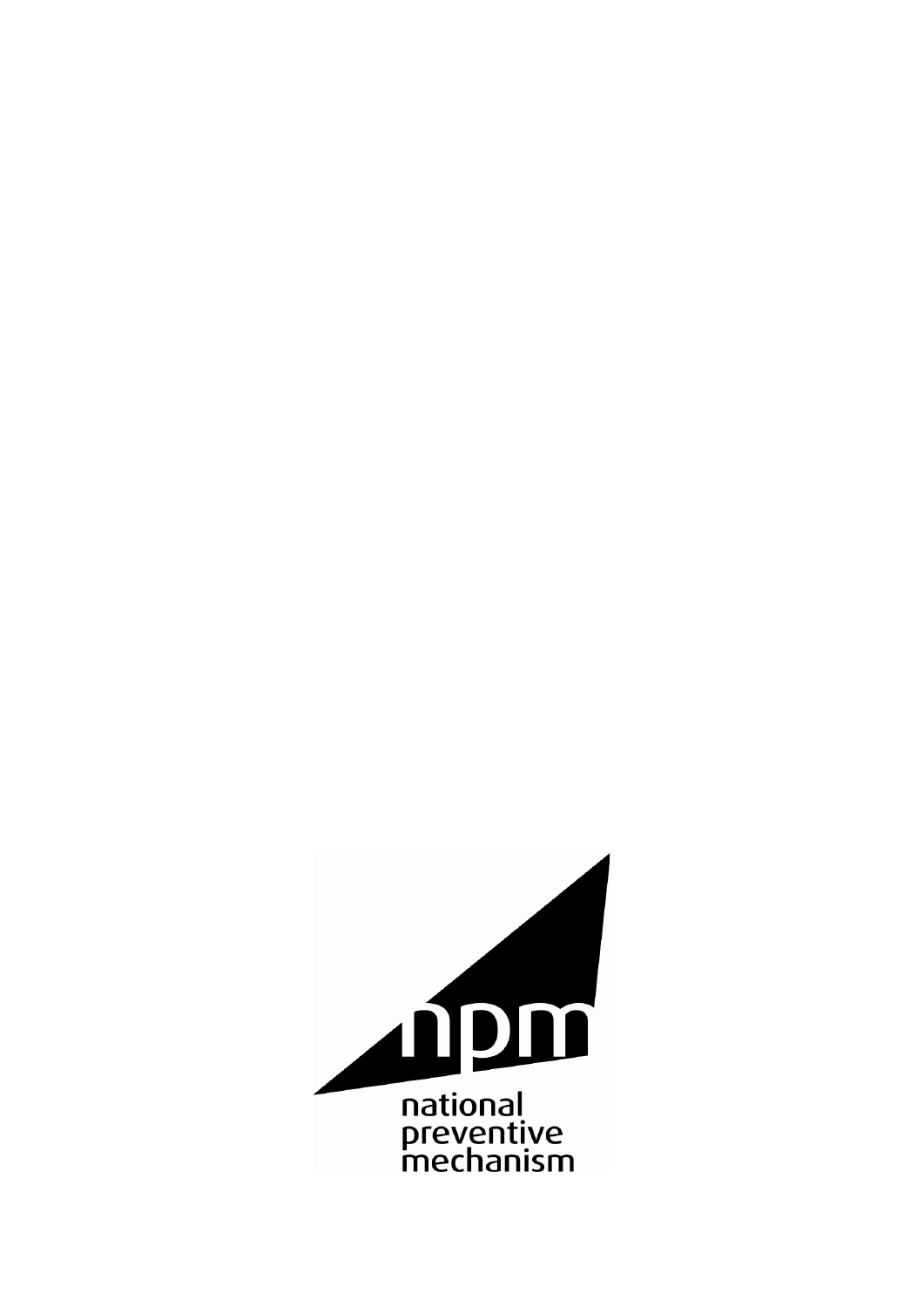npm

national
preventive
mechanism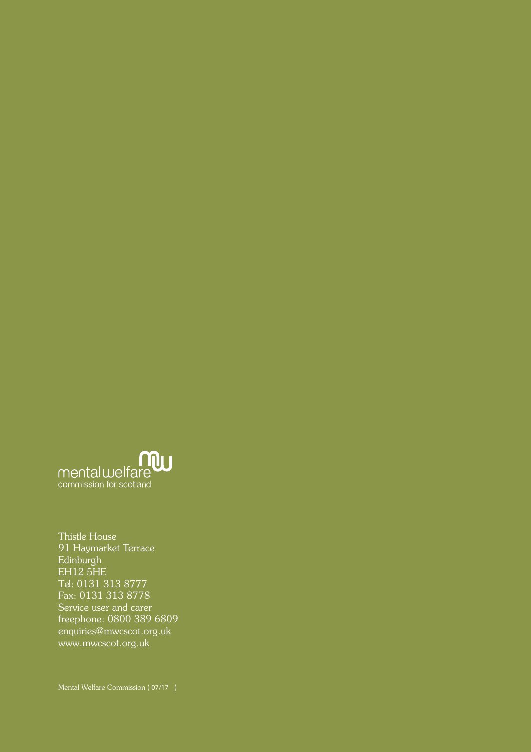mental welfare
commission for scotland

Thistle House
91 Haymarket Terrace
Edinburgh
EH12 5HE
Tel: 0131 313 8777
Fax: 0131 313 8778
Service user and carer
freephone: 0800 389 6809
enquiries@mwcscot.org.uk
www.mwcscot.org.uk

Mental Welfare Commission ( 07/17 )